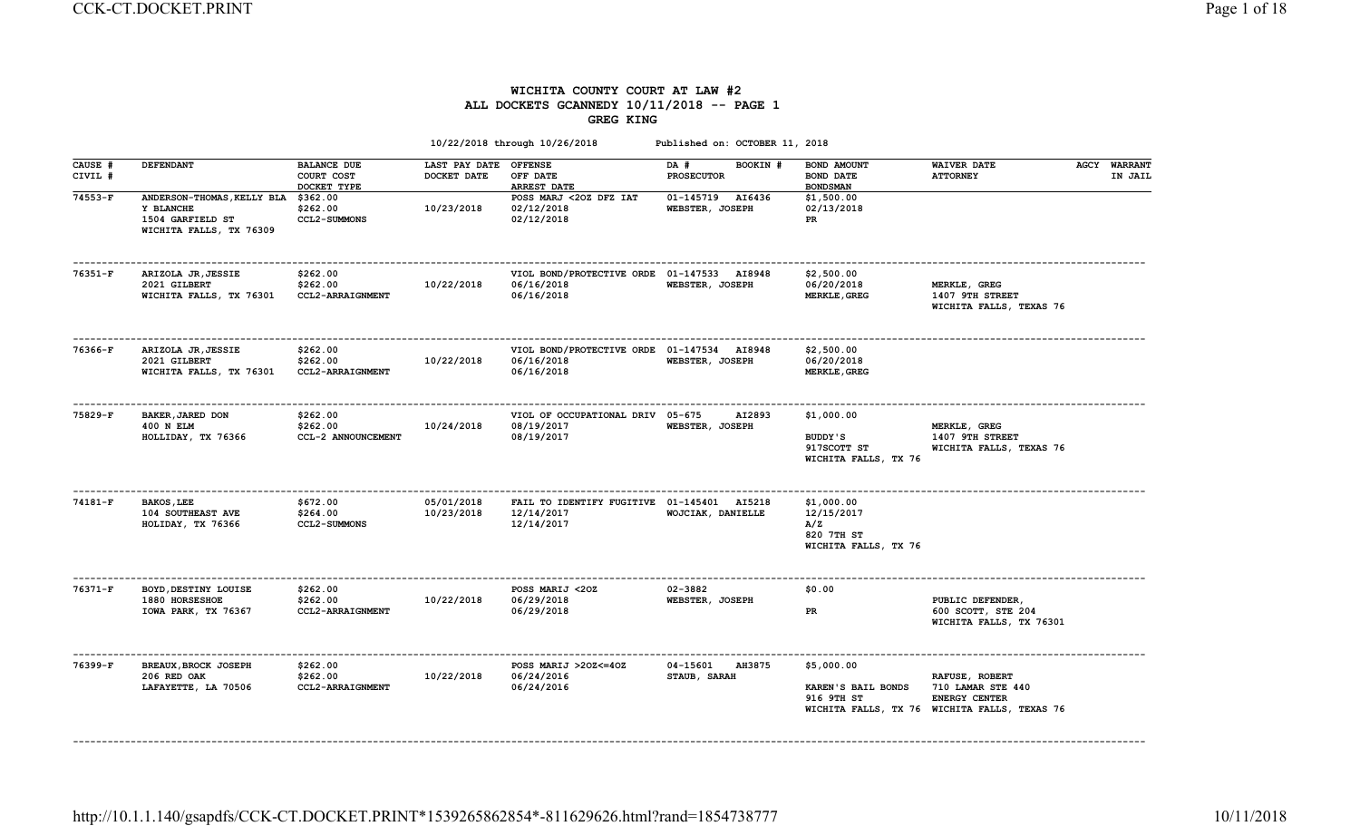# WICHITA COUNTY COURT AT LAW #2

## ALL DOCKETS GCANNEDY 10/11/2018 -- PAGE 1

## GREG KING

10/22/2018 through 10/26/2018 Published on: OCTOBER 11, 2018

| CAUSE # CIVIL # | DEFENDANT | BALANCE DUE COURT COST DOCKET TYPE | LAST PAY DATE DOCKET DATE | OFFENSE OFF DATE ARREST DATE | DA # BOOKIN # PROSECUTOR | BOND AMOUNT BOND DATE BONDSMAN | WAIVER DATE ATTORNEY | AGCY | WARRANT IN JAIL |
|---|---|---|---|---|---|---|---|---|---|
| 74553-F | ANDERSON-THOMAS,KELLY BLANCHE Y BLANCHE 1504 GARFIELD ST WICHITA FALLS, TX 76309 | $362.00 $262.00 CCL2-SUMMONS | 10/23/2018 | POSS MARJ <2OZ DFZ IAT 02/12/2018 02/12/2018 | 01-145719 AI6436 WEBSTER, JOSEPH | $1,500.00 02/13/2018 PR | | | |
| 76351-F | ARIZOLA JR,JESSIE 2021 GILBERT WICHITA FALLS, TX 76301 | $262.00 $262.00 CCL2-ARRAIGNMENT | 10/22/2018 | VIOL BOND/PROTECTIVE ORDE 06/16/2018 06/16/2018 | 01-147533 AI8948 WEBSTER, JOSEPH | $2,500.00 06/20/2018 MERKLE,GREG | MERKLE, GREG 1407 9TH STREET WICHITA FALLS, TEXAS 76 | | |
| 76366-F | ARIZOLA JR,JESSIE 2021 GILBERT WICHITA FALLS, TX 76301 | $262.00 $262.00 CCL2-ARRAIGNMENT | 10/22/2018 | VIOL BOND/PROTECTIVE ORDE 06/16/2018 06/16/2018 | 01-147534 AI8948 WEBSTER, JOSEPH | $2,500.00 06/20/2018 MERKLE,GREG | | | |
| 75829-F | BAKER,JARED DON 400 N ELM HOLLIDAY, TX 76366 | $262.00 $262.00 CCL-2 ANNOUNCEMENT | 10/24/2018 | VIOL OF OCCUPATIONAL DRIV 08/19/2017 08/19/2017 | 05-675 AI2893 WEBSTER, JOSEPH | $1,000.00 BUDDY'S 917SCOTT ST WICHITA FALLS, TX 76 | MERKLE, GREG 1407 9TH STREET WICHITA FALLS, TEXAS 76 | | |
| 74181-F | BAKOS,LEE 104 SOUTHEAST AVE HOLIDAY, TX 76366 | $672.00 $264.00 CCL2-SUMMONS | 05/01/2018 10/23/2018 | FAIL TO IDENTIFY FUGITIVE 12/14/2017 12/14/2017 | 01-145401 AI5218 WOJCIAK, DANIELLE | $1,000.00 12/15/2017 A/Z 820 7TH ST WICHITA FALLS, TX 76 | | | |
| 76371-F | BOYD,DESTINY LOUISE 1880 HORSESHOE IOWA PARK, TX 76367 | $262.00 $262.00 CCL2-ARRAIGNMENT | 10/22/2018 | POSS MARIJ <2OZ 06/29/2018 06/29/2018 | 02-3882 WEBSTER, JOSEPH | $0.00 PR | PUBLIC DEFENDER, 600 SCOTT, STE 204 WICHITA FALLS, TX 76301 | | |
| 76399-F | BREAUX,BROCK JOSEPH 206 RED OAK LAFAYETTE, LA 70506 | $262.00 $262.00 CCL2-ARRAIGNMENT | 10/22/2018 | POSS MARIJ >2OZ<=4OZ 06/24/2016 06/24/2016 | 04-15601 AH3875 STAUB, SARAH | $5,000.00 KAREN'S BAIL BONDS 916 9TH ST WICHITA FALLS, TX 76 | RAFUSE, ROBERT 710 LAMAR STE 440 ENERGY CENTER WICHITA FALLS, TEXAS 76 | | |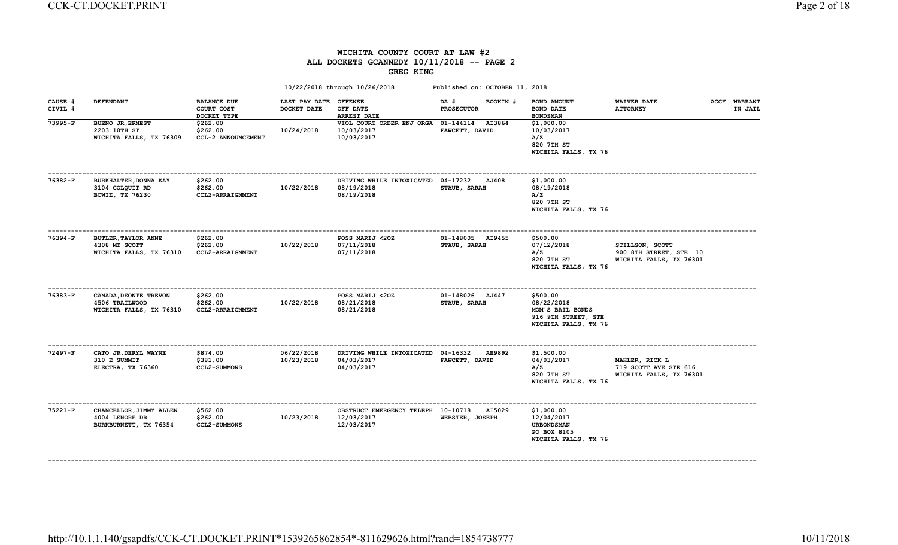# WICHITA COUNTY COURT AT LAW #2
## ALL DOCKETS GCANNEDY 10/11/2018 -- PAGE 2
## GREG KING

10/22/2018 through 10/26/2018 Published on: OCTOBER 11, 2018

| CAUSE # / CIVIL # | DEFENDANT | BALANCE DUE / COURT COST / DOCKET TYPE | LAST PAY DATE / DOCKET DATE | OFFENSE / OFF DATE / ARREST DATE | DA # / BOOKIN # / PROSECUTOR | BOND AMOUNT / BOND DATE / BONDSMAN | WAIVER DATE / ATTORNEY | AGCY | WARRANT IN JAIL |
|---|---|---|---|---|---|---|---|---|---|
| 73995-F | BUENO JR,ERNEST<br>2203 10TH ST<br>WICHITA FALLS, TX 76309 | $262.00<br>$262.00<br>CCL-2 ANNOUNCEMENT | <br>10/24/2018 | VIOL COURT ORDER ENJ ORGA<br>10/03/2017<br>10/03/2017 | 01-144114 AI3864<br>FAWCETT, DAVID | $1,000.00<br>10/03/2017<br>A/Z<br>820 7TH ST<br>WICHITA FALLS, TX 76 | | | |
| 76382-F | BURKHALTER,DONNA KAY<br>3104 COLQUIT RD<br>BOWIE, TX 76230 | $262.00<br>$262.00<br>CCL2-ARRAIGNMENT | <br>10/22/2018 | DRIVING WHILE INTOXICATED<br>08/19/2018<br>08/19/2018 | 04-17232 AJ408<br>STAUB, SARAH | $1,000.00<br>08/19/2018<br>A/Z<br>820 7TH ST<br>WICHITA FALLS, TX 76 | | | |
| 76394-F | BUTLER,TAYLOR ANNE<br>4308 MT SCOTT<br>WICHITA FALLS, TX 76310 | $262.00<br>$262.00<br>CCL2-ARRAIGNMENT | <br>10/22/2018 | POSS MARIJ <2OZ<br>07/11/2018<br>07/11/2018 | 01-148005 AI9455<br>STAUB, SARAH | $500.00<br>07/12/2018<br>A/Z<br>820 7TH ST<br>WICHITA FALLS, TX 76 | STILLSON, SCOTT<br>900 8TH STREET, STE. 10<br>WICHITA FALLS, TX 76301 | | |
| 76383-F | CANADA,DEONTE TREVON<br>4506 TRAILWOOD<br>WICHITA FALLS, TX 76310 | $262.00<br>$262.00<br>CCL2-ARRAIGNMENT | <br>10/22/2018 | POSS MARIJ <2OZ<br>08/21/2018<br>08/21/2018 | 01-148026 AJ447<br>STAUB, SARAH | $500.00<br>08/22/2018<br>MOM'S BAIL BONDS<br>916 9TH STREET, STE<br>WICHITA FALLS, TX 76 | | | |
| 72497-F | CATO JR,DERYL WAYNE<br>310 E SUMMIT<br>ELECTRA, TX 76360 | $874.00<br>$381.00<br>CCL2-SUMMONS | 06/22/2018<br>10/23/2018 | DRIVING WHILE INTOXICATED<br>04/03/2017<br>04/03/2017 | 04-16332 AH9892<br>FAWCETT, DAVID | $1,500.00<br>04/03/2017<br>A/Z<br>820 7TH ST<br>WICHITA FALLS, TX 76 | MAHLER, RICK L<br>719 SCOTT AVE STE 616<br>WICHITA FALLS, TX 76301 | | |
| 75221-F | CHANCELLOR,JIMMY ALLEN<br>4004 LENORE DR<br>BURKBURNETT, TX 76354 | $562.00<br>$262.00<br>CCL2-SUMMONS | <br>10/23/2018 | OBSTRUCT EMERGENCY TELEPH<br>12/03/2017<br>12/03/2017 | 10-10718 AI5029<br>WEBSTER, JOSEPH | $1,000.00<br>12/04/2017<br>URBONDSMAN<br>PO BOX 8105<br>WICHITA FALLS, TX 76 | | | |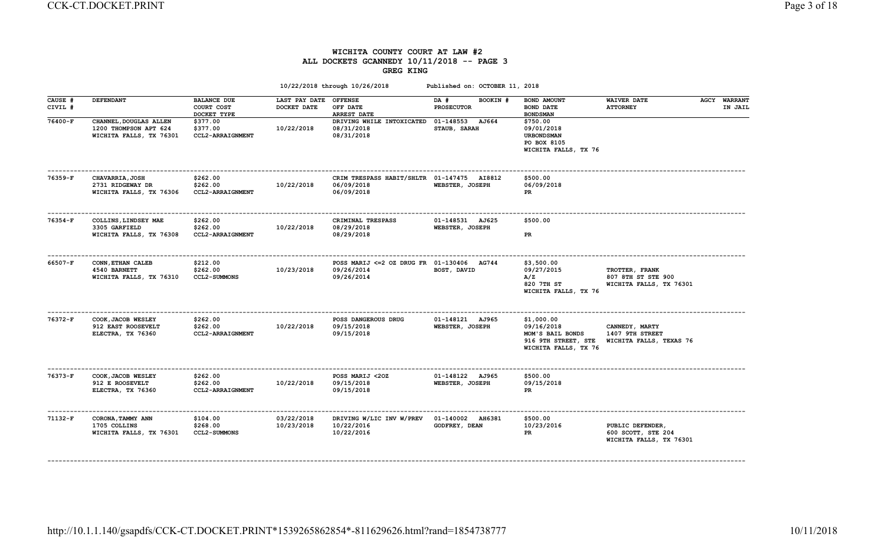# WICHITA COUNTY COURT AT LAW #2
## ALL DOCKETS GCANNEDY 10/11/2018 -- PAGE 3
### GREG KING

10/22/2018 through 10/26/2018 Published on: OCTOBER 11, 2018

| CAUSE # / CIVIL # | DEFENDANT | BALANCE DUE / COURT COST / DOCKET TYPE | LAST PAY DATE / DOCKET DATE | OFFENSE / OFF DATE / ARREST DATE | DA # BOOKIN # / PROSECUTOR | BOND AMOUNT / BOND DATE / BONDSMAN | WAIVER DATE / ATTORNEY | AGCY | WARRANT IN JAIL |
|---|---|---|---|---|---|---|---|---|---|
| 76400-F | CHANNEL,DOUGLAS ALLEN<br>1200 THOMPSON APT 624<br>WICHITA FALLS, TX 76301 | $377.00<br>$377.00<br>CCL2-ARRAIGNMENT | <br>10/22/2018 | DRIVING WHILE INTOXICATED<br>08/31/2018<br>08/31/2018 | 01-148553 AJ664<br>STAUB, SARAH | $750.00<br>09/01/2018<br>URBONDSMAN<br>PO BOX 8105<br>WICHITA FALLS, TX 76 | | | |
| 76359-F | CHAVARRIA,JOSH<br>2731 RIDGEWAY DR<br>WICHITA FALLS, TX 76306 | $262.00<br>$262.00<br>CCL2-ARRAIGNMENT | <br>10/22/2018 | CRIM TRESPASS HABIT/SHLTR<br>06/09/2018<br>06/09/2018 | 01-147475 AI8812<br>WEBSTER, JOSEPH | $500.00<br>06/09/2018<br>PR | | | |
| 76354-F | COLLINS,LINDSEY MAE<br>3305 GARFIELD<br>WICHITA FALLS, TX 76308 | $262.00<br>$262.00<br>CCL2-ARRAIGNMENT | <br>10/22/2018 | CRIMINAL TRESPASS<br>08/29/2018<br>08/29/2018 | 01-148531 AJ625<br>WEBSTER, JOSEPH | $500.00<br><br>PR | | | |
| 66507-F | CONN,ETHAN CALEB<br>4540 BARNETT<br>WICHITA FALLS, TX 76310 | $212.00<br>$262.00<br>CCL2-SUMMONS | <br>10/23/2018 | POSS MARIJ <=2 OZ DRUG FR<br>09/26/2014<br>09/26/2014 | 01-130406 AG744<br>BOST, DAVID | $3,500.00<br>09/27/2015<br>A/Z<br>820 7TH ST<br>WICHITA FALLS, TX 76 | <br>TROTTER, FRANK<br>807 8TH ST STE 900<br>WICHITA FALLS, TX 76301 | | |
| 76372-F | COOK,JACOB WESLEY<br>912 EAST ROOSEVELT<br>ELECTRA, TX 76360 | $262.00<br>$262.00<br>CCL2-ARRAIGNMENT | <br>10/22/2018 | POSS DANGEROUS DRUG<br>09/15/2018<br>09/15/2018 | 01-148121 AJ965<br>WEBSTER, JOSEPH | $1,000.00<br>09/16/2018<br>MOM'S BAIL BONDS<br>916 9TH STREET, STE<br>WICHITA FALLS, TX 76 | <br>CANNEDY, MARTY<br>1407 9TH STREET<br>WICHITA FALLS, TEXAS 76 | | |
| 76373-F | COOK,JACOB WESLEY<br>912 E ROOSEVELT<br>ELECTRA, TX 76360 | $262.00<br>$262.00<br>CCL2-ARRAIGNMENT | <br>10/22/2018 | POSS MARIJ <2OZ<br>09/15/2018<br>09/15/2018 | 01-148122 AJ965<br>WEBSTER, JOSEPH | $500.00<br>09/15/2018<br>PR | | | |
| 71132-F | CORONA,TAMMY ANN<br>1705 COLLINS<br>WICHITA FALLS, TX 76301 | $104.00<br>$268.00<br>CCL2-SUMMONS | 03/22/2018<br>10/23/2018 | DRIVING W/LIC INV W/PREV<br>10/22/2016<br>10/22/2016 | 01-140002 AH6381<br>GODFREY, DEAN | $500.00<br>10/23/2016<br>PR | <br>PUBLIC DEFENDER,<br>600 SCOTT, STE 204<br>WICHITA FALLS, TX 76301 | | |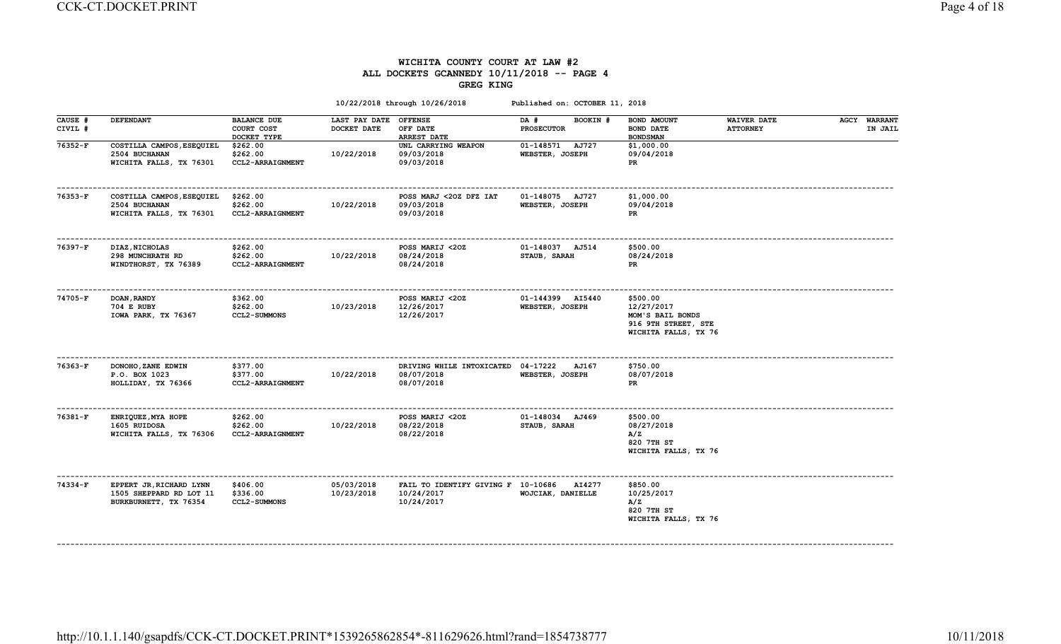# WICHITA COUNTY COURT AT LAW #2
## ALL DOCKETS GCANNEDY 10/11/2018 -- PAGE 4
### GREG KING

10/22/2018 through 10/26/2018 Published on: OCTOBER 11, 2018

| CAUSE # / CIVIL # | DEFENDANT | BALANCE DUE / COURT COST / DOCKET TYPE | LAST PAY DATE / DOCKET DATE | OFFENSE / OFF DATE / ARREST DATE | DA # / BOOKIN # / PROSECUTOR | BOND AMOUNT / BOND DATE / BONDSMAN | WAIVER DATE / ATTORNEY | AGCY | WARRANT / IN JAIL |
|---|---|---|---|---|---|---|---|---|---|
| 76352-F | COSTILLA CAMPOS,ESEQUIEL<br>2504 BUCHANAN<br>WICHITA FALLS, TX 76301 | $262.00<br>$262.00<br>CCL2-ARRAIGNMENT | <br>10/22/2018 | UNL CARRYING WEAPON<br>09/03/2018<br>09/03/2018 | 01-148571 AJ727<br>WEBSTER, JOSEPH | $1,000.00<br>09/04/2018<br>PR | | | |
| 76353-F | COSTILLA CAMPOS,ESEQUIEL<br>2504 BUCHANAN<br>WICHITA FALLS, TX 76301 | $262.00<br>$262.00<br>CCL2-ARRAIGNMENT | <br>10/22/2018 | POSS MARJ <2OZ DFZ IAT<br>09/03/2018<br>09/03/2018 | 01-148075 AJ727<br>WEBSTER, JOSEPH | $1,000.00<br>09/04/2018<br>PR | | | |
| 76397-F | DIAZ,NICHOLAS<br>298 MUNCHRATH RD<br>WINDTHORST, TX 76389 | $262.00<br>$262.00<br>CCL2-ARRAIGNMENT | <br>10/22/2018 | POSS MARIJ <2OZ<br>08/24/2018<br>08/24/2018 | 01-148037 AJ514<br>STAUB, SARAH | $500.00<br>08/24/2018<br>PR | | | |
| 74705-F | DOAN,RANDY<br>704 E RUBY<br>IOWA PARK, TX 76367 | $362.00<br>$262.00<br>CCL2-SUMMONS | <br>10/23/2018 | POSS MARIJ <2OZ<br>12/26/2017<br>12/26/2017 | 01-144399 AI5440<br>WEBSTER, JOSEPH | $500.00<br>12/27/2017<br>MOM'S BAIL BONDS<br>916 9TH STREET, STE<br>WICHITA FALLS, TX 76 | | | |
| 76363-F | DONOHO,ZANE EDWIN<br>P.O. BOX 1023<br>HOLLIDAY, TX 76366 | $377.00<br>$377.00<br>CCL2-ARRAIGNMENT | <br>10/22/2018 | DRIVING WHILE INTOXICATED<br>08/07/2018<br>08/07/2018 | 04-17222 AJ167<br>WEBSTER, JOSEPH | $750.00<br>08/07/2018<br>PR | | | |
| 76381-F | ENRIQUEZ,MYA HOPE<br>1605 RUIDOSA<br>WICHITA FALLS, TX 76306 | $262.00<br>$262.00<br>CCL2-ARRAIGNMENT | <br>10/22/2018 | POSS MARIJ <2OZ<br>08/22/2018<br>08/22/2018 | 01-148034 AJ469<br>STAUB, SARAH | $500.00<br>08/27/2018<br>A/Z<br>820 7TH ST<br>WICHITA FALLS, TX 76 | | | |
| 74334-F | EPPERT JR,RICHARD LYNN<br>1505 SHEPPARD RD LOT 11<br>BURKBURNETT, TX 76354 | $406.00<br>$336.00<br>CCL2-SUMMONS | 05/03/2018<br>10/23/2018 | FAIL TO IDENTIFY GIVING F<br>10/24/2017<br>10/24/2017 | 10-10686 AI4277<br>WOJCIAK, DANIELLE | $850.00<br>10/25/2017<br>A/Z<br>820 7TH ST<br>WICHITA FALLS, TX 76 | | | |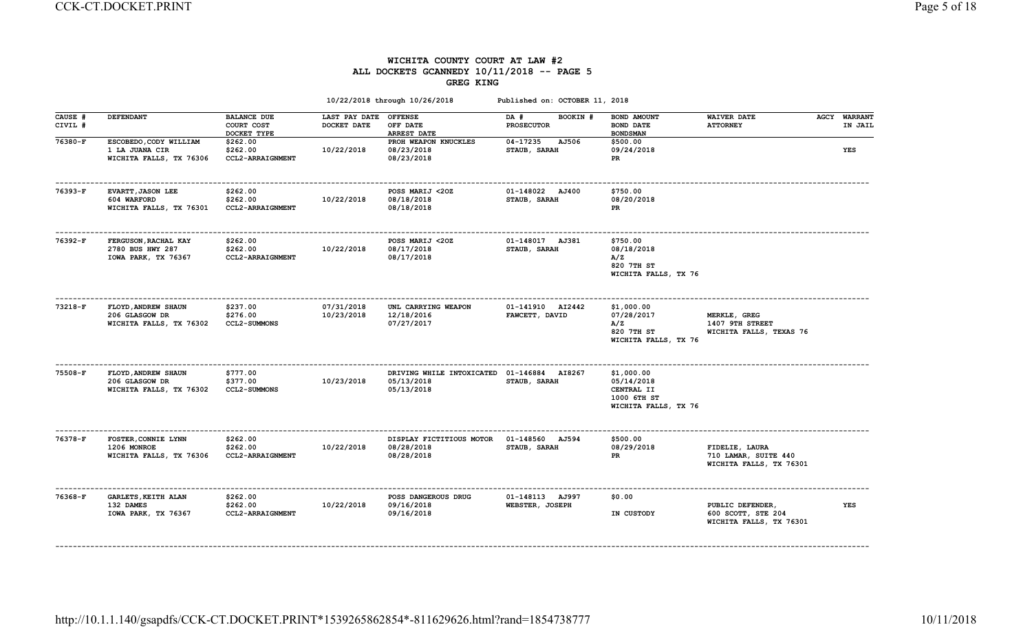# WICHITA COUNTY COURT AT LAW #2
## ALL DOCKETS GCANNEDY 10/11/2018 -- PAGE 5
### GREG KING

10/22/2018 through 10/26/2018 Published on: OCTOBER 11, 2018

| CAUSE # / CIVIL # | DEFENDANT | BALANCE DUE / COURT COST / DOCKET TYPE | LAST PAY DATE / DOCKET DATE | OFFENSE / OFF DATE / ARREST DATE | DA # BOOKIN # / PROSECUTOR | BOND AMOUNT / BOND DATE / BONDSMAN | WAIVER DATE / ATTORNEY | AGCY | WARRANT IN JAIL |
|---|---|---|---|---|---|---|---|---|---|
| 76380-F | ESCOBEDO,CODY WILLIAM<br>1 LA JUANA CIR<br>WICHITA FALLS, TX 76306 | $262.00<br>$262.00<br>CCL2-ARRAIGNMENT | <br>10/22/2018 | PROH WEAPON KNUCKLES<br>08/23/2018<br>08/23/2018 | 04-17235 AJ506<br>STAUB, SARAH | $500.00<br>09/24/2018<br>PR | | | YES |
| 76393-F | EVARTT,JASON LEE<br>604 WARFORD<br>WICHITA FALLS, TX 76301 | $262.00<br>$262.00<br>CCL2-ARRAIGNMENT | <br>10/22/2018 | POSS MARIJ <2OZ<br>08/18/2018<br>08/18/2018 | 01-148022 AJ400<br>STAUB, SARAH | $750.00<br>08/20/2018<br>PR | | | |
| 76392-F | FERGUSON,RACHAL KAY<br>2780 BUS HWY 287<br>IOWA PARK, TX 76367 | $262.00<br>$262.00<br>CCL2-ARRAIGNMENT | <br>10/22/2018 | POSS MARIJ <2OZ<br>08/17/2018<br>08/17/2018 | 01-148017 AJ381<br>STAUB, SARAH | $750.00<br>08/18/2018<br>A/Z<br>820 7TH ST<br>WICHITA FALLS, TX 76 | | | |
| 73218-F | FLOYD,ANDREW SHAUN<br>206 GLASGOW DR<br>WICHITA FALLS, TX 76302 | $237.00<br>$276.00<br>CCL2-SUMMONS | 07/31/2018<br>10/23/2018 | UNL CARRYING WEAPON<br>12/18/2016<br>07/27/2017 | 01-141910 AI2442<br>FAWCETT, DAVID | $1,000.00<br>07/28/2017<br>A/Z<br>820 7TH ST<br>WICHITA FALLS, TX 76 | MERKLE, GREG<br>1407 9TH STREET<br>WICHITA FALLS, TEXAS 76 | | |
| 75508-F | FLOYD,ANDREW SHAUN<br>206 GLASGOW DR<br>WICHITA FALLS, TX 76302 | $777.00<br>$377.00<br>CCL2-SUMMONS | <br>10/23/2018 | DRIVING WHILE INTOXICATED<br>05/13/2018<br>05/13/2018 | 01-146884 AI8267<br>STAUB, SARAH | $1,000.00<br>05/14/2018<br>CENTRAL II<br>1000 6TH ST<br>WICHITA FALLS, TX 76 | | | |
| 76378-F | FOSTER,CONNIE LYNN<br>1206 MONROE<br>WICHITA FALLS, TX 76306 | $262.00<br>$262.00<br>CCL2-ARRAIGNMENT | <br>10/22/2018 | DISPLAY FICTITIOUS MOTOR<br>08/28/2018<br>08/28/2018 | 01-148560 AJ594<br>STAUB, SARAH | $500.00<br>08/29/2018<br>PR | FIDELIE, LAURA<br>710 LAMAR, SUITE 440<br>WICHITA FALLS, TX 76301 | | |
| 76368-F | GARLETS,KEITH ALAN<br>132 DAMES<br>IOWA PARK, TX 76367 | $262.00<br>$262.00<br>CCL2-ARRAIGNMENT | <br>10/22/2018 | POSS DANGEROUS DRUG<br>09/16/2018<br>09/16/2018 | 01-148113 AJ997<br>WEBSTER, JOSEPH | $0.00<br><br>IN CUSTODY | PUBLIC DEFENDER,<br>600 SCOTT, STE 204<br>WICHITA FALLS, TX 76301 | | YES |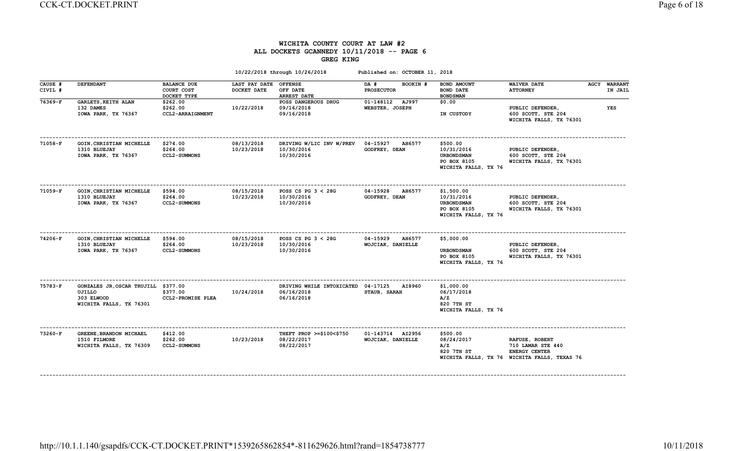# WICHITA COUNTY COURT AT LAW #2
## ALL DOCKETS GCANNEDY 10/11/2018 -- PAGE 6
## GREG KING

10/22/2018 through 10/26/2018    Published on: OCTOBER 11, 2018

| CAUSE # / CIVIL # | DEFENDANT | BALANCE DUE / COURT COST / DOCKET TYPE | LAST PAY DATE / DOCKET DATE | OFFENSE / OFF DATE / ARREST DATE | DA # / BOOKIN # / PROSECUTOR | BOND AMOUNT / BOND DATE / BONDSMAN | WAIVER DATE / ATTORNEY | AGCY | WARRANT IN JAIL |
|---|---|---|---|---|---|---|---|---|---|
| 76369-F | GARLETS,KEITH ALAN<br>132 DAMES<br>IOWA PARK, TX 76367 | $262.00<br>$262.00<br>CCL2-ARRAIGNMENT | <br>10/22/2018 | POSS DANGEROUS DRUG<br>09/16/2018<br>09/16/2018 | 01-148112 AJ997<br>WEBSTER, JOSEPH | $0.00<br><br>IN CUSTODY | <br>PUBLIC DEFENDER,<br>600 SCOTT, STE 204<br>WICHITA FALLS, TX 76301 | | YES |
| 71058-F | GOIN,CHRISTIAN MICHELLE<br>1310 BLUEJAY<br>IOWA PARK, TX 76367 | $274.00<br>$264.00<br>CCL2-SUMMONS | 08/13/2018<br>10/23/2018 | DRIVING W/LIC INV W/PREV<br>10/30/2016<br>10/30/2016 | 04-15927 AH6577<br>GODFREY, DEAN | $500.00<br>10/31/2016<br>URBONDSMAN<br>PO BOX 8105<br>WICHITA FALLS, TX 76 | <br>PUBLIC DEFENDER,<br>600 SCOTT, STE 204<br>WICHITA FALLS, TX 76301 | | |
| 71059-F | GOIN,CHRISTIAN MICHELLE<br>1310 BLUEJAY<br>IOWA PARK, TX 76367 | $594.00<br>$264.00<br>CCL2-SUMMONS | 08/15/2018<br>10/23/2018 | POSS CS PG 3 < 28G<br>10/30/2016<br>10/30/2016 | 04-15928 AH6577<br>GODFREY, DEAN | $1,500.00<br>10/31/2016<br>URBONDSMAN<br>PO BOX 8105<br>WICHITA FALLS, TX 76 | <br>PUBLIC DEFENDER,<br>600 SCOTT, STE 204<br>WICHITA FALLS, TX 76301 | | |
| 74206-F | GOIN,CHRISTIAN MICHELLE<br>1310 BLUEJAY<br>IOWA PARK, TX 76367 | $594.00<br>$264.00<br>CCL2-SUMMONS | 08/15/2018<br>10/23/2018 | POSS CS PG 3 < 28G<br>10/30/2016<br>10/30/2016 | 04-15929 AH6577<br>WOJCIAK, DANIELLE | $5,000.00<br><br>URBONDSMAN<br>PO BOX 8105<br>WICHITA FALLS, TX 76 | <br>PUBLIC DEFENDER,<br>600 SCOTT, STE 204<br>WICHITA FALLS, TX 76301 | | |
| 75783-F | GONZALES JR,OSCAR TRUJILL UJILLO<br>303 ELWOOD<br>WICHITA FALLS, TX 76301 | $377.00<br>$377.00<br>CCL2-PROMISE PLEA | <br>10/24/2018 | DRIVING WHILE INTOXICATED<br>06/16/2018<br>06/16/2018 | 04-17125 AI8960<br>STAUB, SARAH | $1,000.00<br>06/17/2018<br>A/Z<br>820 7TH ST<br>WICHITA FALLS, TX 76 | | | |
| 73260-F | GREENE,BRANDON MICHAEL<br>1510 FILMORE<br>WICHITA FALLS, TX 76309 | $412.00<br>$262.00<br>CCL2-SUMMONS | <br>10/23/2018 | THEFT PROP >=$100<$750<br>08/22/2017<br>08/22/2017 | 01-143714 AI2956<br>WOJCIAK, DANIELLE | $500.00<br>08/24/2017<br>A/Z<br>820 7TH ST<br>WICHITA FALLS, TX 76 | <br>RAFUSE, ROBERT<br>710 LAMAR STE 440<br>ENERGY CENTER<br>WICHITA FALLS, TEXAS 76 | | |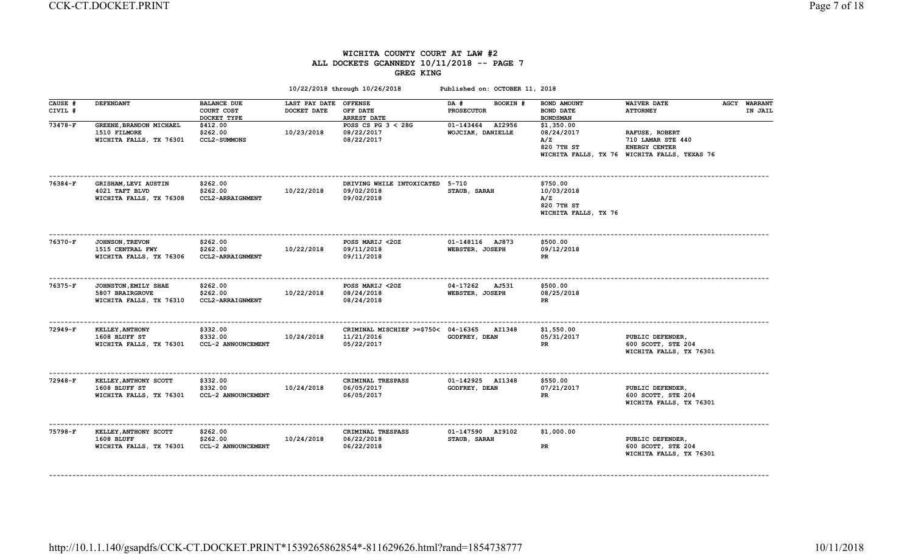# WICHITA COUNTY COURT AT LAW #2

## ALL DOCKETS GCANNEDY 10/11/2018 -- PAGE 7

## GREG KING

10/22/2018 through 10/26/2018 Published on: OCTOBER 11, 2018

| CAUSE # / CIVIL # | DEFENDANT | BALANCE DUE / COURT COST / DOCKET TYPE | LAST PAY DATE / DOCKET DATE | OFFENSE / OFF DATE / ARREST DATE | DA # BOOKIN # / PROSECUTOR | BOND AMOUNT / BOND DATE / BONDSMAN | WAIVER DATE / ATTORNEY | AGCY | WARRANT IN JAIL |
|---|---|---|---|---|---|---|---|---|---|
| 73478-F | GREENE,BRANDON MICHAEL<br>1510 FILMORE<br>WICHITA FALLS, TX 76301 | $412.00<br>$262.00<br>CCL2-SUMMONS | <br>10/23/2018 | POSS CS PG 3 < 28G<br>08/22/2017<br>08/22/2017 | 01-143464 AI2956<br>WOJCIAK, DANIELLE | $1,350.00<br>08/24/2017<br>A/Z<br>820 7TH ST<br>WICHITA FALLS, TX 76 | <br>RAFUSE, ROBERT<br>710 LAMAR STE 440<br>ENERGY CENTER<br>WICHITA FALLS, TEXAS 76 | | |
| 76384-F | GRISHAM,LEVI AUSTIN<br>4021 TAFT BLVD<br>WICHITA FALLS, TX 76308 | $262.00<br>$262.00<br>CCL2-ARRAIGNMENT | <br>10/22/2018 | DRIVING WHILE INTOXICATED<br>09/02/2018<br>09/02/2018 | 5-710<br>STAUB, SARAH | $750.00<br>10/03/2018<br>A/Z<br>820 7TH ST<br>WICHITA FALLS, TX 76 | | | |
| 76370-F | JOHNSON,TREVON<br>1515 CENTRAL FWY<br>WICHITA FALLS, TX 76306 | $262.00<br>$262.00<br>CCL2-ARRAIGNMENT | <br>10/22/2018 | POSS MARIJ <2OZ<br>09/11/2018<br>09/11/2018 | 01-148116 AJ873<br>WEBSTER, JOSEPH | $500.00<br>09/12/2018<br>PR | | | |
| 76375-F | JOHNSTON,EMILY SHAE<br>5807 BRAIRGROVE<br>WICHITA FALLS, TX 76310 | $262.00<br>$262.00<br>CCL2-ARRAIGNMENT | <br>10/22/2018 | POSS MARIJ <2OZ<br>08/24/2018<br>08/24/2018 | 04-17262 AJ531<br>WEBSTER, JOSEPH | $500.00<br>08/25/2018<br>PR | | | |
| 72949-F | KELLEY,ANTHONY<br>1608 BLUFF ST<br>WICHITA FALLS, TX 76301 | $332.00<br>$332.00<br>CCL-2 ANNOUNCEMENT | <br>10/24/2018 | CRIMINAL MISCHIEF >=$750<<br>11/21/2016<br>05/22/2017 | 04-16365 AI1348<br>GODFREY, DEAN | $1,550.00<br>05/31/2017<br>PR | <br>PUBLIC DEFENDER,<br>600 SCOTT, STE 204<br>WICHITA FALLS, TX 76301 | | |
| 72948-F | KELLEY,ANTHONY SCOTT<br>1608 BLUFF ST<br>WICHITA FALLS, TX 76301 | $332.00<br>$332.00<br>CCL-2 ANNOUNCEMENT | <br>10/24/2018 | CRIMINAL TRESPASS<br>06/05/2017<br>06/05/2017 | 01-142925 AI1348<br>GODFREY, DEAN | $550.00<br>07/21/2017<br>PR | <br>PUBLIC DEFENDER,<br>600 SCOTT, STE 204<br>WICHITA FALLS, TX 76301 | | |
| 75798-F | KELLEY,ANTHONY SCOTT<br>1608 BLUFF<br>WICHITA FALLS, TX 76301 | $262.00<br>$262.00<br>CCL-2 ANNOUNCEMENT | <br>10/24/2018 | CRIMINAL TRESPASS<br>06/22/2018<br>06/22/2018 | 01-147590 AI9102<br>STAUB, SARAH | $1,000.00<br><br>PR | <br>PUBLIC DEFENDER,<br>600 SCOTT, STE 204<br>WICHITA FALLS, TX 76301 | | |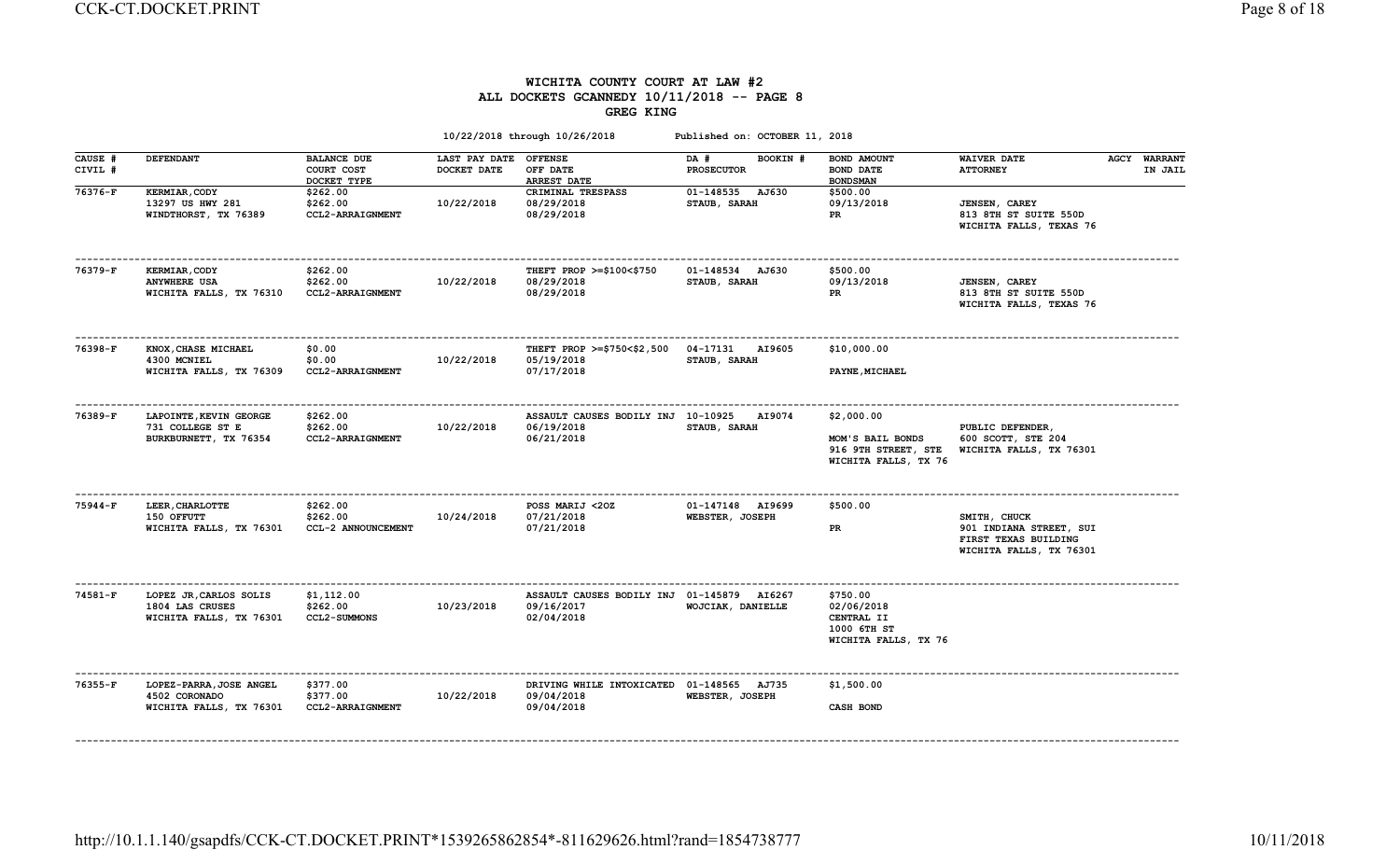# WICHITA COUNTY COURT AT LAW #2
## ALL DOCKETS GCANNEDY 10/11/2018 -- PAGE 8
### GREG KING

10/22/2018 through 10/26/2018 Published on: OCTOBER 11, 2018

| CAUSE # / CIVIL # | DEFENDANT | BALANCE DUE / COURT COST / DOCKET TYPE | LAST PAY DATE / DOCKET DATE | OFFENSE / OFF DATE / ARREST DATE | DA # / BOOKIN # / PROSECUTOR | BOND AMOUNT / BOND DATE / BONDSMAN | WAIVER DATE / ATTORNEY | AGCY | WARRANT IN JAIL |
|---|---|---|---|---|---|---|---|---|---|
| 76376-F | KERMIAR,CODY<br>13297 US HWY 281<br>WINDTHORST, TX 76389 | $262.00<br>$262.00<br>CCL2-ARRAIGNMENT | <br>10/22/2018 | CRIMINAL TRESPASS<br>08/29/2018<br>08/29/2018 | 01-148535 AJ630<br>STAUB, SARAH | $500.00<br>09/13/2018<br>PR | JENSEN, CAREY<br>813 8TH ST SUITE 550D<br>WICHITA FALLS, TEXAS 76 | | |
| 76379-F | KERMIAR,CODY<br>ANYWHERE USA<br>WICHITA FALLS, TX 76310 | $262.00<br>$262.00<br>CCL2-ARRAIGNMENT | <br>10/22/2018 | THEFT PROP >=$100<$750<br>08/29/2018<br>08/29/2018 | 01-148534 AJ630<br>STAUB, SARAH | $500.00<br>09/13/2018<br>PR | JENSEN, CAREY<br>813 8TH ST SUITE 550D<br>WICHITA FALLS, TEXAS 76 | | |
| 76398-F | KNOX,CHASE MICHAEL<br>4300 MCNIEL<br>WICHITA FALLS, TX 76309 | $0.00<br>$0.00<br>CCL2-ARRAIGNMENT | <br>10/22/2018 | THEFT PROP >=$750<$2,500<br>05/19/2018<br>07/17/2018 | 04-17131 AI9605<br>STAUB, SARAH | $10,000.00<br><br>PAYNE,MICHAEL | | | |
| 76389-F | LAPOINTE,KEVIN GEORGE<br>731 COLLEGE ST E<br>BURKBURNETT, TX 76354 | $262.00<br>$262.00<br>CCL2-ARRAIGNMENT | <br>10/22/2018 | ASSAULT CAUSES BODILY INJ<br>06/19/2018<br>06/21/2018 | 10-10925 AI9074<br>STAUB, SARAH | $2,000.00<br><br>MOM'S BAIL BONDS<br>916 9TH STREET, STE<br>WICHITA FALLS, TX 76 | PUBLIC DEFENDER,<br>600 SCOTT, STE 204<br>WICHITA FALLS, TX 76301 | | |
| 75944-F | LEER,CHARLOTTE<br>150 OFFUTT<br>WICHITA FALLS, TX 76301 | $262.00<br>$262.00<br>CCL-2 ANNOUNCEMENT | <br>10/24/2018 | POSS MARIJ <2OZ<br>07/21/2018<br>07/21/2018 | 01-147148 AI9699<br>WEBSTER, JOSEPH | $500.00<br><br>PR | SMITH, CHUCK<br>901 INDIANA STREET, SUI<br>FIRST TEXAS BUILDING<br>WICHITA FALLS, TX 76301 | | |
| 74581-F | LOPEZ JR,CARLOS SOLIS<br>1804 LAS CRUSES<br>WICHITA FALLS, TX 76301 | $1,112.00<br>$262.00<br>CCL2-SUMMONS | <br>10/23/2018 | ASSAULT CAUSES BODILY INJ<br>09/16/2017<br>02/04/2018 | 01-145879 AI6267<br>WOJCIAK, DANIELLE | $750.00<br>02/06/2018<br>CENTRAL II<br>1000 6TH ST<br>WICHITA FALLS, TX 76 | | | |
| 76355-F | LOPEZ-PARRA,JOSE ANGEL<br>4502 CORONADO<br>WICHITA FALLS, TX 76301 | $377.00<br>$377.00<br>CCL2-ARRAIGNMENT | <br>10/22/2018 | DRIVING WHILE INTOXICATED<br>09/04/2018<br>09/04/2018 | 01-148565 AJ735<br>WEBSTER, JOSEPH | $1,500.00<br><br>CASH BOND | | | |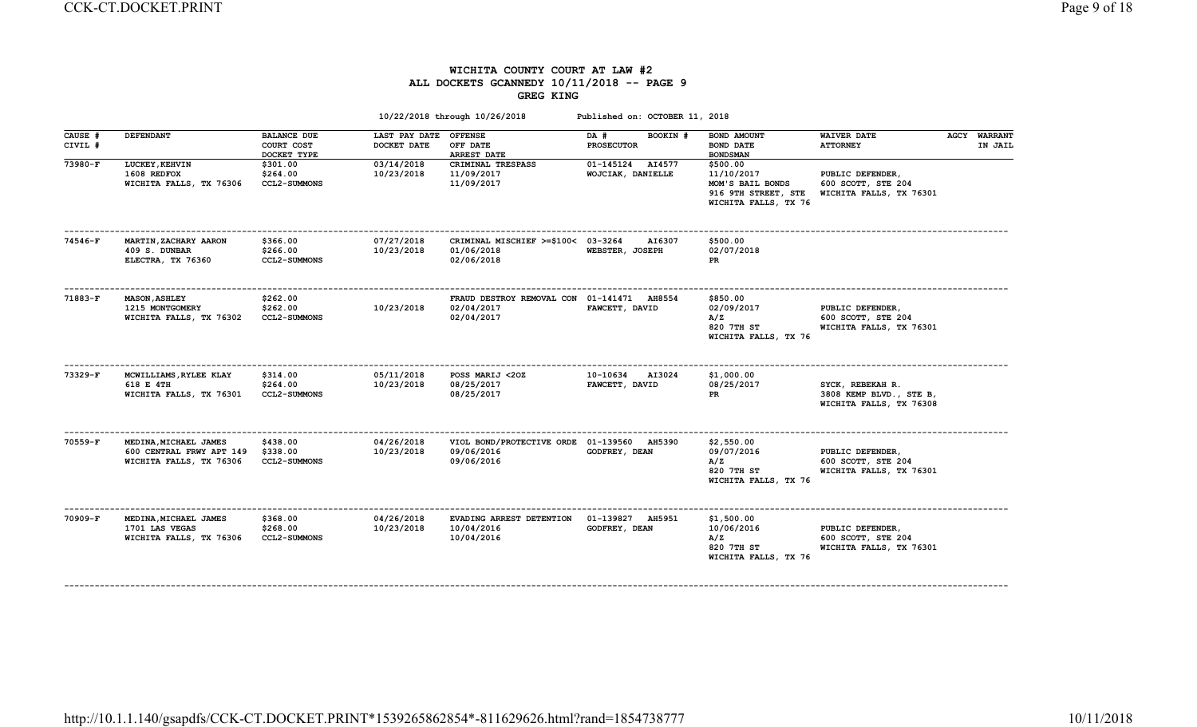# WICHITA COUNTY COURT AT LAW #2
## ALL DOCKETS GCANNEDY 10/11/2018 -- PAGE 9
### GREG KING

10/22/2018 through 10/26/2018 Published on: OCTOBER 11, 2018

| CAUSE # CIVIL # | DEFENDANT | BALANCE DUE COURT COST DOCKET TYPE | LAST PAY DATE DOCKET DATE | OFFENSE OFF DATE ARREST DATE | DA # BOOKIN # PROSECUTOR | BOND AMOUNT BOND DATE BONDSMAN | WAIVER DATE ATTORNEY | AGCY | WARRANT IN JAIL |
|---|---|---|---|---|---|---|---|---|---|
| 73980-F | LUCKEY,KEHVIN 1608 REDFOX WICHITA FALLS, TX 76306 | $301.00 $264.00 CCL2-SUMMONS | 03/14/2018 10/23/2018 | CRIMINAL TRESPASS 11/09/2017 11/09/2017 | 01-145124 AI4577 WOJCIAK, DANIELLE | $500.00 11/10/2017 MOM'S BAIL BONDS 916 9TH STREET, STE WICHITA FALLS, TX 76 | PUBLIC DEFENDER, 600 SCOTT, STE 204 WICHITA FALLS, TX 76301 | | |
| 74546-F | MARTIN,ZACHARY AARON 409 S. DUNBAR ELECTRA, TX 76360 | $366.00 $266.00 CCL2-SUMMONS | 07/27/2018 10/23/2018 | CRIMINAL MISCHIEF >=$100< 01/06/2018 02/06/2018 | 03-3264 AI6307 WEBSTER, JOSEPH | $500.00 02/07/2018 PR | | | |
| 71883-F | MASON,ASHLEY 1215 MONTGOMERY WICHITA FALLS, TX 76302 | $262.00 $262.00 CCL2-SUMMONS | 10/23/2018 | FRAUD DESTROY REMOVAL CON 02/04/2017 02/04/2017 | 01-141471 AH8554 FAWCETT, DAVID | $850.00 02/09/2017 A/Z 820 7TH ST WICHITA FALLS, TX 76 | PUBLIC DEFENDER, 600 SCOTT, STE 204 WICHITA FALLS, TX 76301 | | |
| 73329-F | MCWILLIAMS,RYLEE KLAY 618 E 4TH WICHITA FALLS, TX 76301 | $314.00 $264.00 CCL2-SUMMONS | 05/11/2018 10/23/2018 | POSS MARIJ <2OZ 08/25/2017 08/25/2017 | 10-10634 AI3024 FAWCETT, DAVID | $1,000.00 08/25/2017 PR | SYCK, REBEKAH R. 3808 KEMP BLVD., STE B, WICHITA FALLS, TX 76308 | | |
| 70559-F | MEDINA,MICHAEL JAMES 600 CENTRAL FRWY APT 149 WICHITA FALLS, TX 76306 | $438.00 $338.00 CCL2-SUMMONS | 04/26/2018 10/23/2018 | VIOL BOND/PROTECTIVE ORDE 09/06/2016 09/06/2016 | 01-139560 AH5390 GODFREY, DEAN | $2,550.00 09/07/2016 A/Z 820 7TH ST WICHITA FALLS, TX 76 | PUBLIC DEFENDER, 600 SCOTT, STE 204 WICHITA FALLS, TX 76301 | | |
| 70909-F | MEDINA,MICHAEL JAMES 1701 LAS VEGAS WICHITA FALLS, TX 76306 | $368.00 $268.00 CCL2-SUMMONS | 04/26/2018 10/23/2018 | EVADING ARREST DETENTION 10/04/2016 10/04/2016 | 01-139827 AH5951 GODFREY, DEAN | $1,500.00 10/06/2016 A/Z 820 7TH ST WICHITA FALLS, TX 76 | PUBLIC DEFENDER, 600 SCOTT, STE 204 WICHITA FALLS, TX 76301 | | |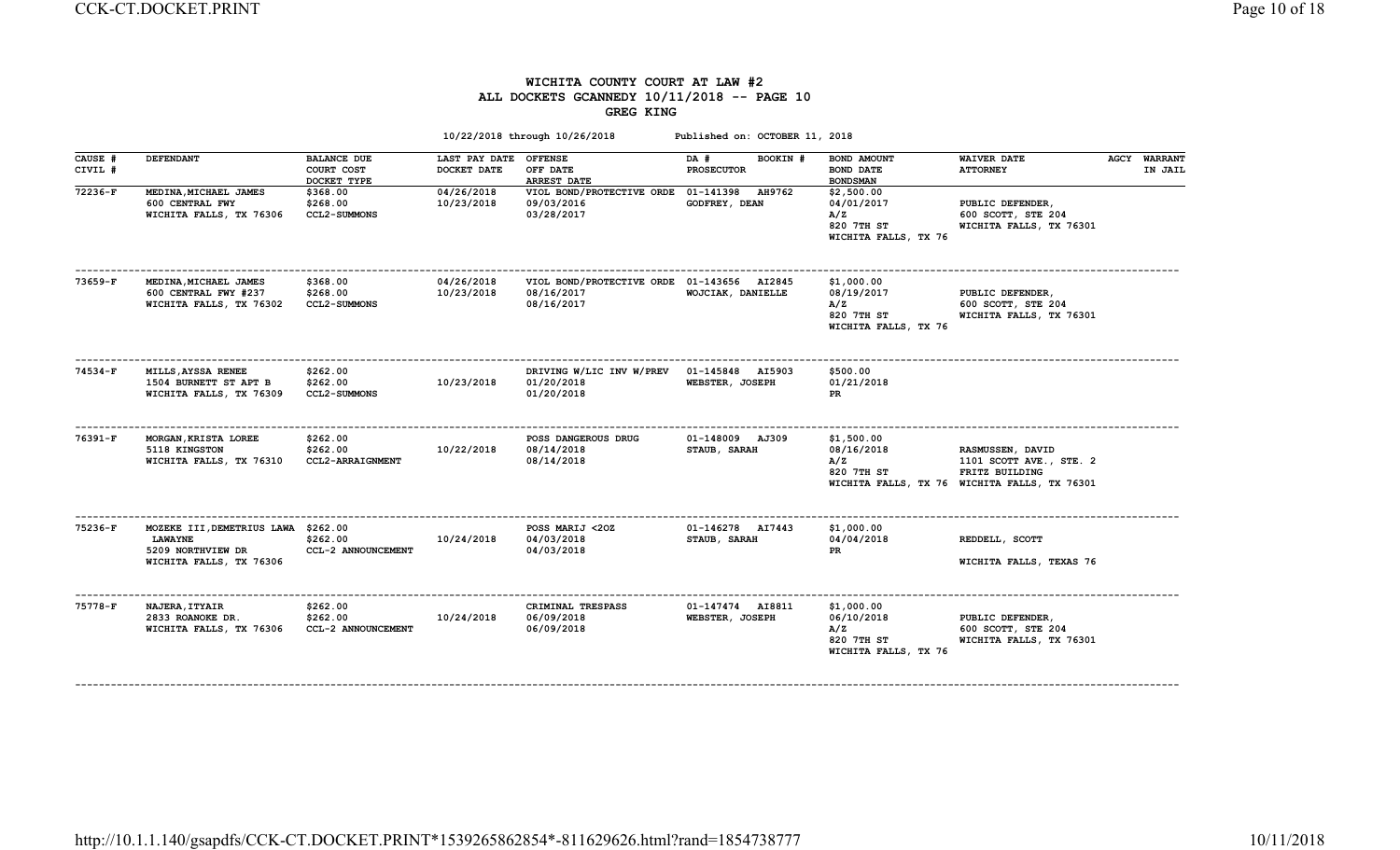# WICHITA COUNTY COURT AT LAW #2

## ALL DOCKETS GCANNEDY 10/11/2018 -- PAGE 10

### GREG KING

10/22/2018 through 10/26/2018 Published on: OCTOBER 11, 2018

| CAUSE # CIVIL # | DEFENDANT | BALANCE DUE COURT COST DOCKET TYPE | LAST PAY DATE DOCKET DATE | OFFENSE OFF DATE ARREST DATE | DA # BOOKIN # PROSECUTOR | BOND AMOUNT BOND DATE BONDSMAN | WAIVER DATE ATTORNEY | AGCY | WARRANT IN JAIL |
|---|---|---|---|---|---|---|---|---|---|
| 72236-F | MEDINA,MICHAEL JAMES<br>600 CENTRAL FWY<br>WICHITA FALLS, TX 76306 | $368.00<br>$268.00<br>CCL2-SUMMONS | 04/26/2018<br>10/23/2018 | VIOL BOND/PROTECTIVE ORDE<br>09/03/2016<br>03/28/2017 | 01-141398 AH9762<br>GODFREY, DEAN | $2,500.00<br>04/01/2017<br>A/Z<br>820 7TH ST<br>WICHITA FALLS, TX 76 | PUBLIC DEFENDER,<br>600 SCOTT, STE 204<br>WICHITA FALLS, TX 76301 | | |
| 73659-F | MEDINA,MICHAEL JAMES<br>600 CENTRAL FWY #237<br>WICHITA FALLS, TX 76302 | $368.00<br>$268.00<br>CCL2-SUMMONS | 04/26/2018<br>10/23/2018 | VIOL BOND/PROTECTIVE ORDE<br>08/16/2017<br>08/16/2017 | 01-143656 AI2845<br>WOJCIAK, DANIELLE | $1,000.00<br>08/19/2017<br>A/Z<br>820 7TH ST<br>WICHITA FALLS, TX 76 | PUBLIC DEFENDER,<br>600 SCOTT, STE 204<br>WICHITA FALLS, TX 76301 | | |
| 74534-F | MILLS,AYSSA RENEE<br>1504 BURNETT ST APT B<br>WICHITA FALLS, TX 76309 | $262.00<br>$262.00<br>CCL2-SUMMONS | <br>10/23/2018 | DRIVING W/LIC INV W/PREV<br>01/20/2018<br>01/20/2018 | 01-145848 AI5903<br>WEBSTER, JOSEPH | $500.00<br>01/21/2018<br>PR | | | |
| 76391-F | MORGAN,KRISTA LOREE<br>5118 KINGSTON<br>WICHITA FALLS, TX 76310 | $262.00<br>$262.00<br>CCL2-ARRAIGNMENT | <br>10/22/2018 | POSS DANGEROUS DRUG<br>08/14/2018<br>08/14/2018 | 01-148009 AJ309<br>STAUB, SARAH | $1,500.00<br>08/16/2018<br>A/Z<br>820 7TH ST<br>WICHITA FALLS, TX 76 | RASMUSSEN, DAVID<br>1101 SCOTT AVE., STE. 2<br>FRITZ BUILDING<br>WICHITA FALLS, TX 76301 | | |
| 75236-F | MOZEKE III,DEMETRIUS LAWA<br>LAWAYNE<br>5209 NORTHVIEW DR<br>WICHITA FALLS, TX 76306 | $262.00<br>$262.00<br>CCL-2 ANNOUNCEMENT | <br>10/24/2018 | POSS MARIJ <2OZ<br>04/03/2018<br>04/03/2018 | 01-146278 AI7443<br>STAUB, SARAH | $1,000.00<br>04/04/2018<br>PR | REDDELL, SCOTT<br><br>WICHITA FALLS, TEXAS 76 | | |
| 75778-F | NAJERA,ITYAIR<br>2833 ROANOKE DR.<br>WICHITA FALLS, TX 76306 | $262.00<br>$262.00<br>CCL-2 ANNOUNCEMENT | <br>10/24/2018 | CRIMINAL TRESPASS<br>06/09/2018<br>06/09/2018 | 01-147474 AI8811<br>WEBSTER, JOSEPH | $1,000.00<br>06/10/2018<br>A/Z<br>820 7TH ST<br>WICHITA FALLS, TX 76 | PUBLIC DEFENDER,<br>600 SCOTT, STE 204<br>WICHITA FALLS, TX 76301 | | |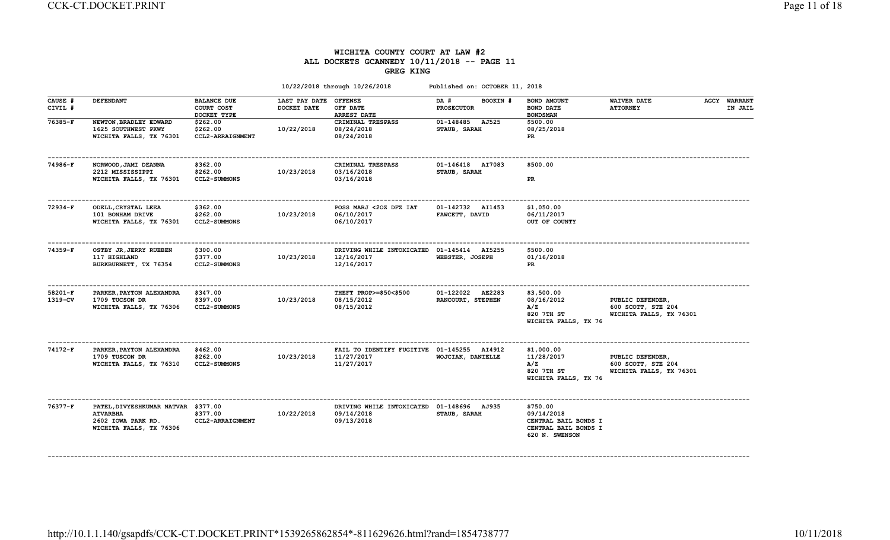# WICHITA COUNTY COURT AT LAW #2
## ALL DOCKETS GCANNEDY 10/11/2018 -- PAGE 11
## GREG KING

10/22/2018 through 10/26/2018 Published on: OCTOBER 11, 2018

| CAUSE # CIVIL # | DEFENDANT | BALANCE DUE COURT COST DOCKET TYPE | LAST PAY DATE DOCKET DATE | OFFENSE OFF DATE ARREST DATE | DA # BOOKIN # PROSECUTOR | BOND AMOUNT BOND DATE BONDSMAN | WAIVER DATE ATTORNEY | AGCY | WARRANT IN JAIL |
|---|---|---|---|---|---|---|---|---|---|
| 76385-F | NEWTON,BRADLEY EDWARD 1625 SOUTHWEST PKWY WICHITA FALLS, TX 76301 | $262.00 $262.00 CCL2-ARRAIGNMENT | 10/22/2018 | CRIMINAL TRESPASS 08/24/2018 08/24/2018 | 01-148485 AJ525 STAUB, SARAH | $500.00 08/25/2018 PR | | | |
| 74986-F | NORWOOD,JAMI DEANNA 2212 MISSISSIPPI WICHITA FALLS, TX 76301 | $362.00 $262.00 CCL2-SUMMONS | 10/23/2018 | CRIMINAL TRESPASS 03/16/2018 03/16/2018 | 01-146418 AI7083 STAUB, SARAH | $500.00 PR | | | |
| 72934-F | ODELL,CRYSTAL LEEA 101 BONHAM DRIVE WICHITA FALLS, TX 76301 | $362.00 $262.00 CCL2-SUMMONS | 10/23/2018 | POSS MARJ <2OZ DFZ IAT 06/10/2017 06/10/2017 | 01-142732 AI1453 FAWCETT, DAVID | $1,050.00 06/11/2017 OUT OF COUNTY | | | |
| 74359-F | OSTBY JR,JERRY RUEBEN 117 HIGHLAND BURKBURNETT, TX 76354 | $300.00 $377.00 CCL2-SUMMONS | 10/23/2018 | DRIVING WHILE INTOXICATED 12/16/2017 12/16/2017 | 01-145414 AI5255 WEBSTER, JOSEPH | $500.00 01/16/2018 PR | | | |
| 58201-F 1319-CV | PARKER,PAYTON ALEXANDRA 1709 TUCSON DR WICHITA FALLS, TX 76306 | $347.00 $397.00 CCL2-SUMMONS | 10/23/2018 | THEFT PROP>=$50<$500 08/15/2012 08/15/2012 | 01-122022 AE2283 RANCOURT, STEPHEN | $3,500.00 08/16/2012 A/Z 820 7TH ST WICHITA FALLS, TX 76 | PUBLIC DEFENDER, 600 SCOTT, STE 204 WICHITA FALLS, TX 76301 | | |
| 74172-F | PARKER,PAYTON ALEXANDRA 1709 TUSCON DR WICHITA FALLS, TX 76310 | $462.00 $262.00 CCL2-SUMMONS | 10/23/2018 | FAIL TO IDENTIFY FUGITIVE 11/27/2017 11/27/2017 | 01-145255 AI4912 WOJCIAK, DANIELLE | $1,000.00 11/28/2017 A/Z 820 7TH ST WICHITA FALLS, TX 76 | PUBLIC DEFENDER, 600 SCOTT, STE 204 WICHITA FALLS, TX 76301 | | |
| 76377-F | PATEL,DIVYESHKUMAR NATVAR ATVARBHA 2602 IOWA PARK RD. WICHITA FALLS, TX 76306 | $377.00 $377.00 CCL2-ARRAIGNMENT | 10/22/2018 | DRIVING WHILE INTOXICATED 09/14/2018 09/13/2018 | 01-148696 AJ935 STAUB, SARAH | $750.00 09/14/2018 CENTRAL BAIL BONDS I CENTRAL BAIL BONDS I 620 N. SWENSON | | | |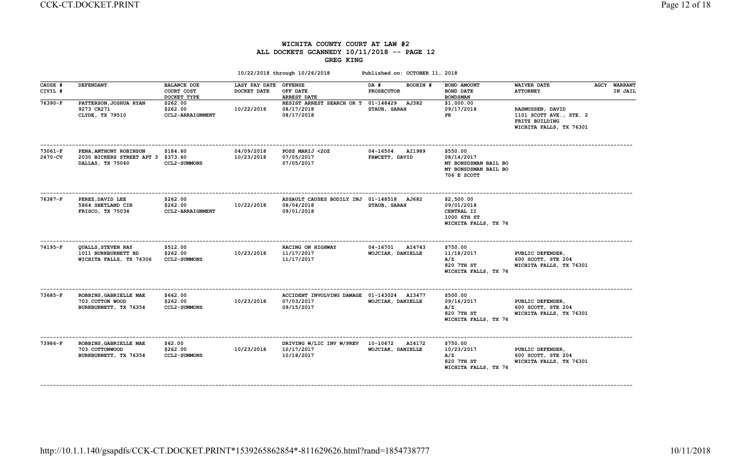# WICHITA COUNTY COURT AT LAW #2
## ALL DOCKETS GCANNEDY 10/11/2018 -- PAGE 12
### GREG KING

10/22/2018 through 10/26/2018 Published on: OCTOBER 11, 2018

| CAUSE # / CIVIL # | DEFENDANT | BALANCE DUE / COURT COST / DOCKET TYPE | LAST PAY DATE / DOCKET DATE | OFFENSE / OFF DATE / ARREST DATE | DA # / PROSECUTOR | BOOKIN # | BOND AMOUNT / BOND DATE / BONDSMAN | WAIVER DATE / ATTORNEY | AGCY | WARRANT IN JAIL |
|---|---|---|---|---|---|---|---|---|---|---|
| 76390-F | PATTERSON,JOSHUA RYAN<br>9273 CR271<br>CLYDE, TX 79510 | $262.00<br>$262.00<br>CCL2-ARRAIGNMENT | <br>10/22/2018 | RESIST ARREST SEARCH OR T<br>08/17/2018<br>08/17/2018 | 01-148429<br>STAUB, SARAH | AJ382 | $1,000.00<br>09/17/2018<br>PR | <br>RASMUSSEN, DAVID<br>1101 SCOTT AVE., STE. 2<br>FRITZ BUILDING<br>WICHITA FALLS, TX 76301 | | |
| 73061-F<br>2470-CV | PENA,ANTHONY ROBINSON<br>2030 BICKERS STREET APT 3<br>DALLAS, TX 75060 | $184.60<br>$373.60<br>CCL2-SUMMONS | 04/09/2018<br>10/23/2018 | POSS MARIJ <2OZ<br>07/05/2017<br>07/05/2017 | 04-16504<br>FAWCETT, DAVID | AI1989 | $550.00<br>08/14/2017<br>MY BONSDSMAN BAIL BO<br>MY BONSDSMAN BAIL BO<br>706 E SCOTT | | | |
| 76387-F | PEREZ,DAVID LEE<br>5864 SHETLAND CIR<br>FRISCO, TX 75034 | $262.00<br>$262.00<br>CCL2-ARRAIGNMENT | <br>10/22/2018 | ASSAULT CAUSES BODILY INJ<br>08/04/2018<br>09/01/2018 | 01-148518<br>STAUB, SARAH | AJ682 | $2,500.00<br>09/01/2018<br>CENTRAL II<br>1000 6TH ST<br>WICHITA FALLS, TX 76 | | | |
| 74195-F | QUALLS,STEVEN RAY<br>1011 BURKBURNETT RD<br>WICHITA FALLS, TX 76306 | $512.00<br>$262.00<br>CCL2-SUMMONS | <br>10/23/2018 | RACING ON HIGHWAY<br>11/17/2017<br>11/17/2017 | 04-16701<br>WOJCIAK, DANIELLE | AI4743 | $750.00<br>11/18/2017<br>A/Z<br>820 7TH ST<br>WICHITA FALLS, TX 76 | <br>PUBLIC DEFENDER,<br>600 SCOTT, STE 204<br>WICHITA FALLS, TX 76301 | | |
| 73685-F | ROBBINS,GABRIELLE MAE<br>703 COTTON WOOD<br>BURKBURNETT, TX 76354 | $662.00<br>$262.00<br>CCL2-SUMMONS | <br>10/23/2018 | ACCIDENT INVOLVING DAMAGE<br>07/03/2017<br>09/15/2017 | 01-143024<br>WOJCIAK, DANIELLE | AI3477 | $500.00<br>09/16/2017<br>A/Z<br>820 7TH ST<br>WICHITA FALLS, TX 76 | <br>PUBLIC DEFENDER,<br>600 SCOTT, STE 204<br>WICHITA FALLS, TX 76301 | | |
| 73986-F | ROBBINS,GABRIELLE MAE<br>703 COTTONWOOD<br>BURKBURNETT, TX 76354 | $62.00<br>$262.00<br>CCL2-SUMMONS | <br>10/23/2018 | DRIVING W/LIC INV W/PREV<br>10/17/2017<br>10/18/2017 | 10-10672<br>WOJCIAK, DANIELLE | AI4172 | $750.00<br>10/23/2017<br>A/Z<br>820 7TH ST<br>WICHITA FALLS, TX 76 | <br>PUBLIC DEFENDER,<br>600 SCOTT, STE 204<br>WICHITA FALLS, TX 76301 | | |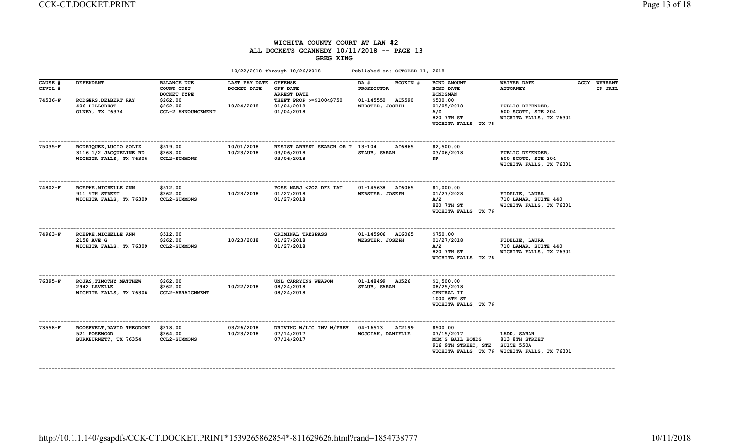# WICHITA COUNTY COURT AT LAW #2
## ALL DOCKETS GCANNEDY 10/11/2018 -- PAGE 13
## GREG KING

10/22/2018 through 10/26/2018 Published on: OCTOBER 11, 2018

| CAUSE # CIVIL # | DEFENDANT | BALANCE DUE COURT COST DOCKET TYPE | LAST PAY DATE DOCKET DATE | OFFENSE OFF DATE ARREST DATE | DA # BOOKIN # PROSECUTOR | BOND AMOUNT BOND DATE BONDSMAN | WAIVER DATE ATTORNEY | AGCY | WARRANT IN JAIL |
|---|---|---|---|---|---|---|---|---|---|
| 74536-F | RODGERS,DELBERT RAY 406 HILLCREST OLNEY, TX 76374 | $262.00 $262.00 CCL-2 ANNOUNCEMENT | 10/24/2018 | THEFT PROP >=$100<$750 01/04/2018 01/04/2018 | 01-145550 AI5590 WEBSTER, JOSEPH | $500.00 01/05/2018 A/Z 820 7TH ST WICHITA FALLS, TX 76 | PUBLIC DEFENDER, 600 SCOTT, STE 204 WICHITA FALLS, TX 76301 | | |
| 75035-F | RODRIQUEZ,LUCIO SOLIZ 3116 1/2 JACQUELINE RD WICHITA FALLS, TX 76306 | $519.00 $268.00 CCL2-SUMMONS | 10/01/2018 10/23/2018 | RESIST ARREST SEARCH OR T 03/06/2018 03/06/2018 | 13-104 AI6865 STAUB, SARAH | $2,500.00 03/06/2018 PR | PUBLIC DEFENDER, 600 SCOTT, STE 204 WICHITA FALLS, TX 76301 | | |
| 74802-F | ROEPKE,MICHELLE ANN 911 9TH STREET WICHITA FALLS, TX 76309 | $512.00 $262.00 CCL2-SUMMONS | 10/23/2018 | POSS MARJ <2OZ DFZ IAT 01/27/2018 01/27/2018 | 01-145638 AI6065 WEBSTER, JOSEPH | $1,000.00 01/27/2028 A/Z 820 7TH ST WICHITA FALLS, TX 76 | FIDELIE, LAURA 710 LAMAR, SUITE 440 WICHITA FALLS, TX 76301 | | |
| 74963-F | ROEPKE,MICHELLE ANN 2158 AVE G WICHITA FALLS, TX 76309 | $512.00 $262.00 CCL2-SUMMONS | 10/23/2018 | CRIMINAL TRESPASS 01/27/2018 01/27/2018 | 01-145906 AI6065 WEBSTER, JOSEPH | $750.00 01/27/2018 A/Z 820 7TH ST WICHITA FALLS, TX 76 | FIDELIE, LAURA 710 LAMAR, SUITE 440 WICHITA FALLS, TX 76301 | | |
| 76395-F | ROJAS,TIMOTHY MATTHEW 2942 LAVELLE WICHITA FALLS, TX 76306 | $262.00 $262.00 CCL2-ARRAIGNMENT | 10/22/2018 | UNL CARRYING WEAPON 08/24/2018 08/24/2018 | 01-148499 AJ526 STAUB, SARAH | $1,500.00 08/25/2018 CENTRAL II 1000 6TH ST WICHITA FALLS, TX 76 | | | |
| 73558-F | ROOSEVELT,DAVID THEODORE 521 ROSEWOOD BURKBURNETT, TX 76354 | $218.00 $264.00 CCL2-SUMMONS | 03/26/2018 10/23/2018 | DRIVING W/LIC INV W/PREV 07/14/2017 07/14/2017 | 04-16513 AI2199 WOJCIAK, DANIELLE | $500.00 07/15/2017 MOM'S BAIL BONDS 916 9TH STREET, STE WICHITA FALLS, TX 76 | LADD, SARAH 813 8TH STREET SUITE 550A WICHITA FALLS, TX 76301 | | |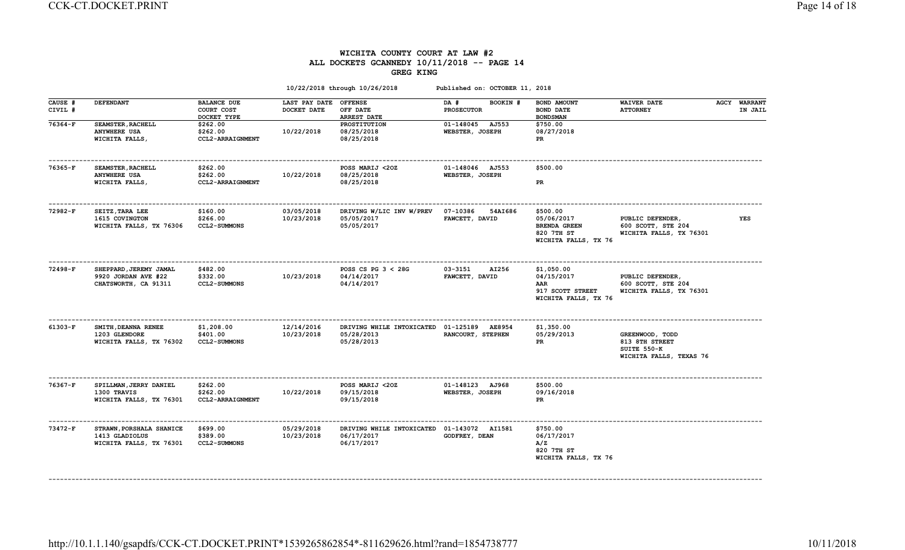# WICHITA COUNTY COURT AT LAW #2
## ALL DOCKETS GCANNEDY 10/11/2018 -- PAGE 14
### GREG KING

10/22/2018 through 10/26/2018 Published on: OCTOBER 11, 2018

| CAUSE # / CIVIL # | DEFENDANT | BALANCE DUE / COURT COST / DOCKET TYPE | LAST PAY DATE / DOCKET DATE | OFFENSE / OFF DATE / ARREST DATE | DA # / BOOKIN # / PROSECUTOR | BOND AMOUNT / BOND DATE / BONDSMAN | WAIVER DATE / ATTORNEY | AGCY | WARRANT IN JAIL |
|---|---|---|---|---|---|---|---|---|---|
| 76364-F | SEAMSTER,RACHELL<br>ANYWHERE USA<br>WICHITA FALLS, | $262.00<br>$262.00<br>CCL2-ARRAIGNMENT | <br>10/22/2018 | PROSTITUTION<br>08/25/2018<br>08/25/2018 | 01-148045 AJ553<br>WEBSTER, JOSEPH | $750.00<br>08/27/2018<br>PR | | | |
| 76365-F | SEAMSTER,RACHELL<br>ANYWHERE USA<br>WICHITA FALLS, | $262.00<br>$262.00<br>CCL2-ARRAIGNMENT | <br>10/22/2018 | POSS MARIJ <2OZ<br>08/25/2018<br>08/25/2018 | 01-148046 AJ553<br>WEBSTER, JOSEPH | $500.00<br><br>PR | | | |
| 72982-F | SEITZ,TARA LEE<br>1615 COVINGTON<br>WICHITA FALLS, TX 76306 | $160.00<br>$266.00<br>CCL2-SUMMONS | 03/05/2018<br>10/23/2018 | DRIVING W/LIC INV W/PREV<br>05/05/2017<br>05/05/2017 | 07-10386 54AI686<br>FAWCETT, DAVID | $500.00<br>05/06/2017<br>BRENDA GREEN<br>820 7TH ST<br>WICHITA FALLS, TX 76 | PUBLIC DEFENDER,<br>600 SCOTT, STE 204<br>WICHITA FALLS, TX 76301 | | YES |
| 72498-F | SHEPPARD,JEREMY JAMAL<br>9920 JORDAN AVE #22<br>CHATSWORTH, CA 91311 | $482.00<br>$332.00<br>CCL2-SUMMONS | <br>10/23/2018 | POSS CS PG 3 < 28G<br>04/14/2017<br>04/14/2017 | 03-3151 AI256<br>FAWCETT, DAVID | $1,050.00<br>04/15/2017<br>AAR<br>917 SCOTT STREET<br>WICHITA FALLS, TX 76 | PUBLIC DEFENDER,<br>600 SCOTT, STE 204<br>WICHITA FALLS, TX 76301 | | |
| 61303-F | SMITH,DEANNA RENEE<br>1203 GLENDORE<br>WICHITA FALLS, TX 76302 | $1,208.00<br>$401.00<br>CCL2-SUMMONS | 12/14/2016<br>10/23/2018 | DRIVING WHILE INTOXICATED<br>05/28/2013<br>05/28/2013 | 01-125189 AE8954<br>RANCOURT, STEPHEN | $1,350.00<br>05/29/2013<br>PR | GREENWOOD, TODD<br>813 8TH STREET<br>SUITE 550-K<br>WICHITA FALLS, TEXAS 76 | | |
| 76367-F | SPILLMAN,JERRY DANIEL<br>1300 TRAVIS<br>WICHITA FALLS, TX 76301 | $262.00<br>$262.00<br>CCL2-ARRAIGNMENT | <br>10/22/2018 | POSS MARIJ <2OZ<br>09/15/2018<br>09/15/2018 | 01-148123 AJ968<br>WEBSTER, JOSEPH | $500.00<br>09/16/2018<br>PR | | | |
| 73472-F | STRAWN,PORSHALA SHANICE<br>1413 GLADIOLUS<br>WICHITA FALLS, TX 76301 | $699.00<br>$389.00<br>CCL2-SUMMONS | 05/29/2018<br>10/23/2018 | DRIVING WHILE INTOXICATED<br>06/17/2017<br>06/17/2017 | 01-143072 AI1581<br>GODFREY, DEAN | $750.00<br>06/17/2017<br>A/Z<br>820 7TH ST<br>WICHITA FALLS, TX 76 | | | |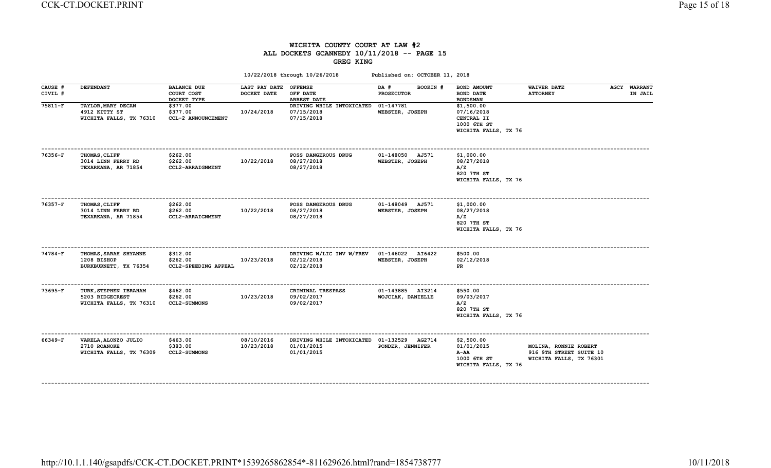# WICHITA COUNTY COURT AT LAW #2
## ALL DOCKETS GCANNEDY 10/11/2018 -- PAGE 15
## GREG KING

10/22/2018 through 10/26/2018 Published on: OCTOBER 11, 2018

| CAUSE # / CIVIL # | DEFENDANT | BALANCE DUE / COURT COST / DOCKET TYPE | LAST PAY DATE / DOCKET DATE | OFFENSE / OFF DATE / ARREST DATE | DA # / BOOKIN # / PROSECUTOR | BOND AMOUNT / BOND DATE / BONDSMAN | WAIVER DATE / ATTORNEY | AGCY | WARRANT / IN JAIL |
|---|---|---|---|---|---|---|---|---|---|
| 75811-F | TAYLOR,MARY DECAN<br>4912 KITTY ST<br>WICHITA FALLS, TX 76310 | $377.00<br>$377.00<br>CCL-2 ANNOUNCEMENT | <br>10/24/2018 | DRIVING WHILE INTOXICATED<br>07/15/2018<br>07/15/2018 | 01-147781<br>WEBSTER, JOSEPH | $1,500.00<br>07/16/2018<br>CENTRAL II<br>1000 6TH ST<br>WICHITA FALLS, TX 76 | | | |
| 76356-F | THOMAS,CLIFF<br>3014 LINN FERRY RD<br>TEXARKANA, AR 71854 | $262.00<br>$262.00<br>CCL2-ARRAIGNMENT | <br>10/22/2018 | POSS DANGEROUS DRUG<br>08/27/2018<br>08/27/2018 | 01-148050 AJ571<br>WEBSTER, JOSEPH | $1,000.00<br>08/27/2018<br>A/Z<br>820 7TH ST<br>WICHITA FALLS, TX 76 | | | |
| 76357-F | THOMAS,CLIFF<br>3014 LINN FERRY RD<br>TEXARKANA, AR 71854 | $262.00<br>$262.00<br>CCL2-ARRAIGNMENT | <br>10/22/2018 | POSS DANGEROUS DRUG<br>08/27/2018<br>08/27/2018 | 01-148049 AJ571<br>WEBSTER, JOSEPH | $1,000.00<br>08/27/2018<br>A/Z<br>820 7TH ST<br>WICHITA FALLS, TX 76 | | | |
| 74784-F | THOMAS,SARAH SHYANNE<br>1208 BISHOP<br>BURKBURNETT, TX 76354 | $312.00<br>$262.00<br>CCL2-SPEEDING APPEAL | <br>10/23/2018 | DRIVING W/LIC INV W/PREV<br>02/12/2018<br>02/12/2018 | 01-146022 AI6422<br>WEBSTER, JOSEPH | $500.00<br>02/12/2018<br>PR | | | |
| 73695-F | TURK,STEPHEN IBRAHAM<br>5203 RIDGECREST<br>WICHITA FALLS, TX 76310 | $462.00<br>$262.00<br>CCL2-SUMMONS | <br>10/23/2018 | CRIMINAL TRESPASS<br>09/02/2017<br>09/02/2017 | 01-143885 AI3214<br>WOJCIAK, DANIELLE | $550.00<br>09/03/2017<br>A/Z<br>820 7TH ST<br>WICHITA FALLS, TX 76 | | | |
| 66349-F | VARELA,ALONZO JULIO<br>2710 ROANOKE<br>WICHITA FALLS, TX 76309 | $463.00<br>$383.00<br>CCL2-SUMMONS | 08/10/2016<br>10/23/2018 | DRIVING WHILE INTOXICATED<br>01/01/2015<br>01/01/2015 | 01-132529 AG2714<br>PONDER, JENNIFER | $2,500.00<br>01/01/2015<br>A-AA<br>1000 6TH ST<br>WICHITA FALLS, TX 76 | <br>MOLINA, RONNIE ROBERT<br>916 9TH STREET SUITE 10<br>WICHITA FALLS, TX 76301 | | |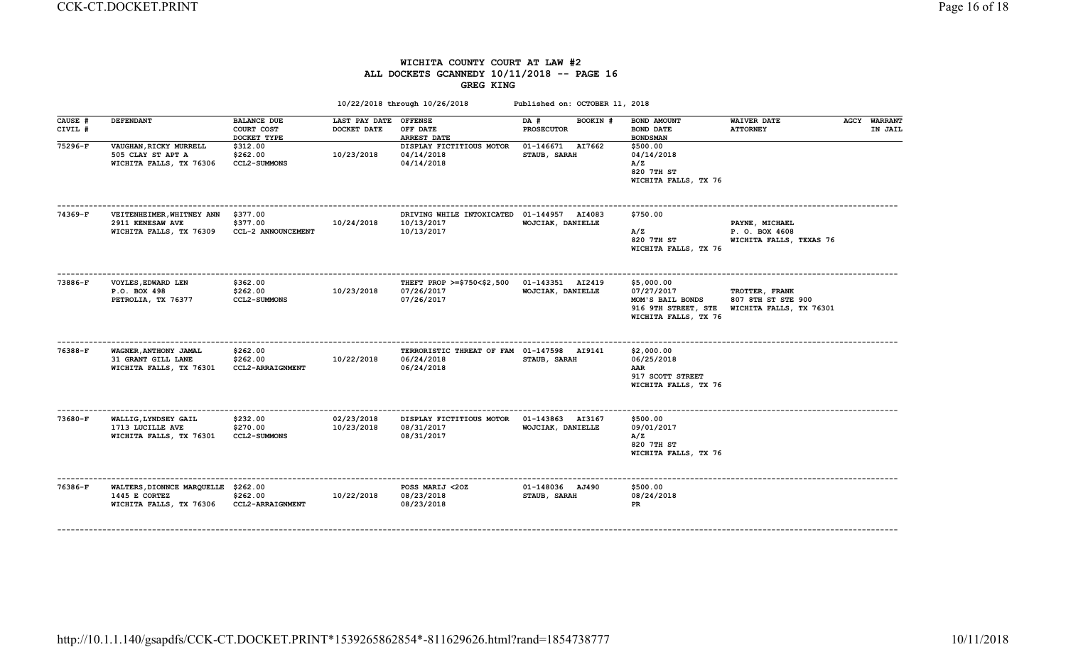# WICHITA COUNTY COURT AT LAW #2
## ALL DOCKETS GCANNEDY 10/11/2018 -- PAGE 16
### GREG KING

10/22/2018 through 10/26/2018 Published on: OCTOBER 11, 2018

| CAUSE # / CIVIL # | DEFENDANT | BALANCE DUE / COURT COST / DOCKET TYPE | LAST PAY DATE / DOCKET DATE | OFFENSE / OFF DATE / ARREST DATE | DA # BOOKIN # / PROSECUTOR | BOND AMOUNT / BOND DATE / BONDSMAN | WAIVER DATE / ATTORNEY | AGCY | WARRANT IN JAIL |
|---|---|---|---|---|---|---|---|---|---|
| 75296-F | VAUGHAN,RICKY MURRELL 505 CLAY ST APT A WICHITA FALLS, TX 76306 | $312.00 $262.00 CCL2-SUMMONS | 10/23/2018 | DISPLAY FICTITIOUS MOTOR 04/14/2018 04/14/2018 | 01-146671 AI7662 STAUB, SARAH | $500.00 04/14/2018 A/Z 820 7TH ST WICHITA FALLS, TX 76 | | | |
| 74369-F | VEITENHEIMER,WHITNEY ANN 2911 KENESAW AVE WICHITA FALLS, TX 76309 | $377.00 $377.00 CCL-2 ANNOUNCEMENT | 10/24/2018 | DRIVING WHILE INTOXICATED 10/13/2017 10/13/2017 | 01-144957 AI4083 WOJCIAK, DANIELLE | $750.00 A/Z 820 7TH ST WICHITA FALLS, TX 76 | PAYNE, MICHAEL P. O. BOX 4608 WICHITA FALLS, TEXAS 76 | | |
| 73886-F | VOYLES,EDWARD LEN P.O. BOX 498 PETROLIA, TX 76377 | $362.00 $262.00 CCL2-SUMMONS | 10/23/2018 | THEFT PROP >=$750<$2,500 07/26/2017 07/26/2017 | 01-143351 AI2419 WOJCIAK, DANIELLE | $5,000.00 07/27/2017 MOM'S BAIL BONDS 916 9TH STREET, STE WICHITA FALLS, TX 76 | TROTTER, FRANK 807 8TH ST STE 900 WICHITA FALLS, TX 76301 | | |
| 76388-F | WAGNER,ANTHONY JAMAL 31 GRANT GILL LANE WICHITA FALLS, TX 76301 | $262.00 $262.00 CCL2-ARRAIGNMENT | 10/22/2018 | TERRORISTIC THREAT OF FAM 06/24/2018 06/24/2018 | 01-147598 AI9141 STAUB, SARAH | $2,000.00 06/25/2018 AAR 917 SCOTT STREET WICHITA FALLS, TX 76 | | | |
| 73680-F | WALLIG,LYNDSEY GAIL 1713 LUCILLE AVE WICHITA FALLS, TX 76301 | $232.00 $270.00 CCL2-SUMMONS | 02/23/2018 10/23/2018 | DISPLAY FICTITIOUS MOTOR 08/31/2017 08/31/2017 | 01-143863 AI3167 WOJCIAK, DANIELLE | $500.00 09/01/2017 A/Z 820 7TH ST WICHITA FALLS, TX 76 | | | |
| 76386-F | WALTERS,DIONNCE MARQUELLE 1445 E CORTEZ WICHITA FALLS, TX 76306 | $262.00 $262.00 CCL2-ARRAIGNMENT | 10/22/2018 | POSS MARIJ <2OZ 08/23/2018 08/23/2018 | 01-148036 AJ490 STAUB, SARAH | $500.00 08/24/2018 PR | | | |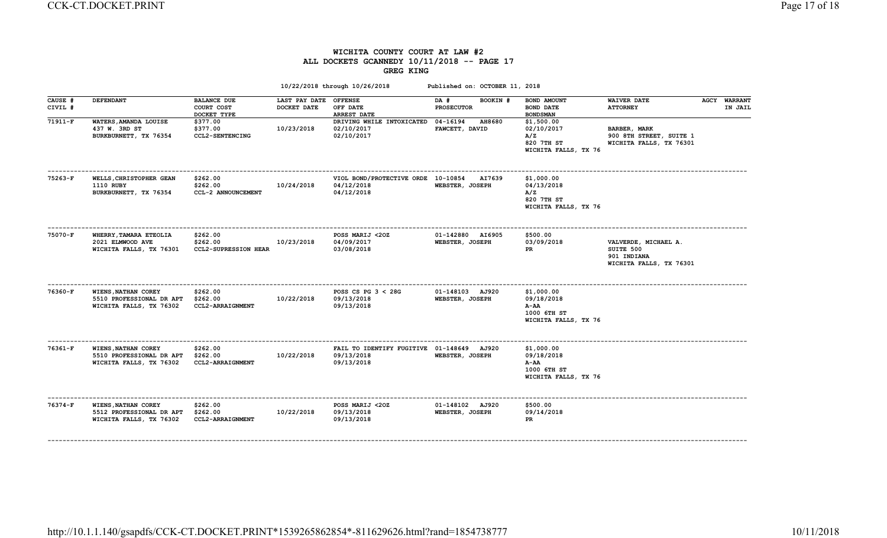# WICHITA COUNTY COURT AT LAW #2
## ALL DOCKETS GCANNEDY 10/11/2018 -- PAGE 17
### GREG KING

10/22/2018 through 10/26/2018 Published on: OCTOBER 11, 2018

| CAUSE # / CIVIL # | DEFENDANT | BALANCE DUE / COURT COST / DOCKET TYPE | LAST PAY DATE / DOCKET DATE | OFFENSE / OFF DATE / ARREST DATE | DA # / BOOKIN # / PROSECUTOR | BOND AMOUNT / BOND DATE / BONDSMAN | WAIVER DATE / ATTORNEY | AGCY | WARRANT IN JAIL |
|---|---|---|---|---|---|---|---|---|---|
| 71911-F | WATERS,AMANDA LOUISE<br>437 W. 3RD ST<br>BURKBURNETT, TX 76354 | $377.00<br>$377.00<br>CCL2-SENTENCING | 10/23/2018 | DRIVING WHILE INTOXICATED<br>02/10/2017<br>02/10/2017 | 04-16194 AH8680<br>FAWCETT, DAVID | $1,500.00<br>02/10/2017<br>A/Z<br>820 7TH ST<br>WICHITA FALLS, TX 76 | BARBER, MARK<br>900 8TH STREET, SUITE 1<br>WICHITA FALLS, TX 76301 | | |
| 75263-F | WELLS,CHRISTOPHER GEAN<br>1110 RUBY<br>BURKBURNETT, TX 76354 | $262.00<br>$262.00<br>CCL-2 ANNOUNCEMENT | 10/24/2018 | VIOL BOND/PROTECTIVE ORDE<br>04/12/2018<br>04/12/2018 | 10-10854 AI7639<br>WEBSTER, JOSEPH | $1,000.00<br>04/13/2018<br>A/Z<br>820 7TH ST<br>WICHITA FALLS, TX 76 | | | |
| 75070-F | WHERRY,TAMARA ETEOLIA<br>2021 ELMWOOD AVE<br>WICHITA FALLS, TX 76301 | $262.00<br>$262.00<br>CCL2-SUPRESSION HEAR | 10/23/2018 | POSS MARIJ <2OZ<br>04/09/2017<br>03/08/2018 | 01-142880 AI6905<br>WEBSTER, JOSEPH | $500.00<br>03/09/2018<br>PR | VALVERDE, MICHAEL A.<br>SUITE 500<br>901 INDIANA<br>WICHITA FALLS, TX 76301 | | |
| 76360-F | WIENS,NATHAN COREY<br>5510 PROFESSIONAL DR APT<br>WICHITA FALLS, TX 76302 | $262.00<br>$262.00<br>CCL2-ARRAIGNMENT | 10/22/2018 | POSS CS PG 3 < 28G<br>09/13/2018<br>09/13/2018 | 01-148103 AJ920<br>WEBSTER, JOSEPH | $1,000.00<br>09/18/2018<br>A-AA<br>1000 6TH ST<br>WICHITA FALLS, TX 76 | | | |
| 76361-F | WIENS,NATHAN COREY<br>5510 PROFESSIONAL DR APT<br>WICHITA FALLS, TX 76302 | $262.00<br>$262.00<br>CCL2-ARRAIGNMENT | 10/22/2018 | FAIL TO IDENTIFY FUGITIVE<br>09/13/2018<br>09/13/2018 | 01-148649 AJ920<br>WEBSTER, JOSEPH | $1,000.00<br>09/18/2018<br>A-AA<br>1000 6TH ST<br>WICHITA FALLS, TX 76 | | | |
| 76374-F | WIENS,NATHAN COREY<br>5512 PROFESSIONAL DR APT<br>WICHITA FALLS, TX 76302 | $262.00<br>$262.00<br>CCL2-ARRAIGNMENT | 10/22/2018 | POSS MARIJ <2OZ<br>09/13/2018<br>09/13/2018 | 01-148102 AJ920<br>WEBSTER, JOSEPH | $500.00<br>09/14/2018<br>PR | | | |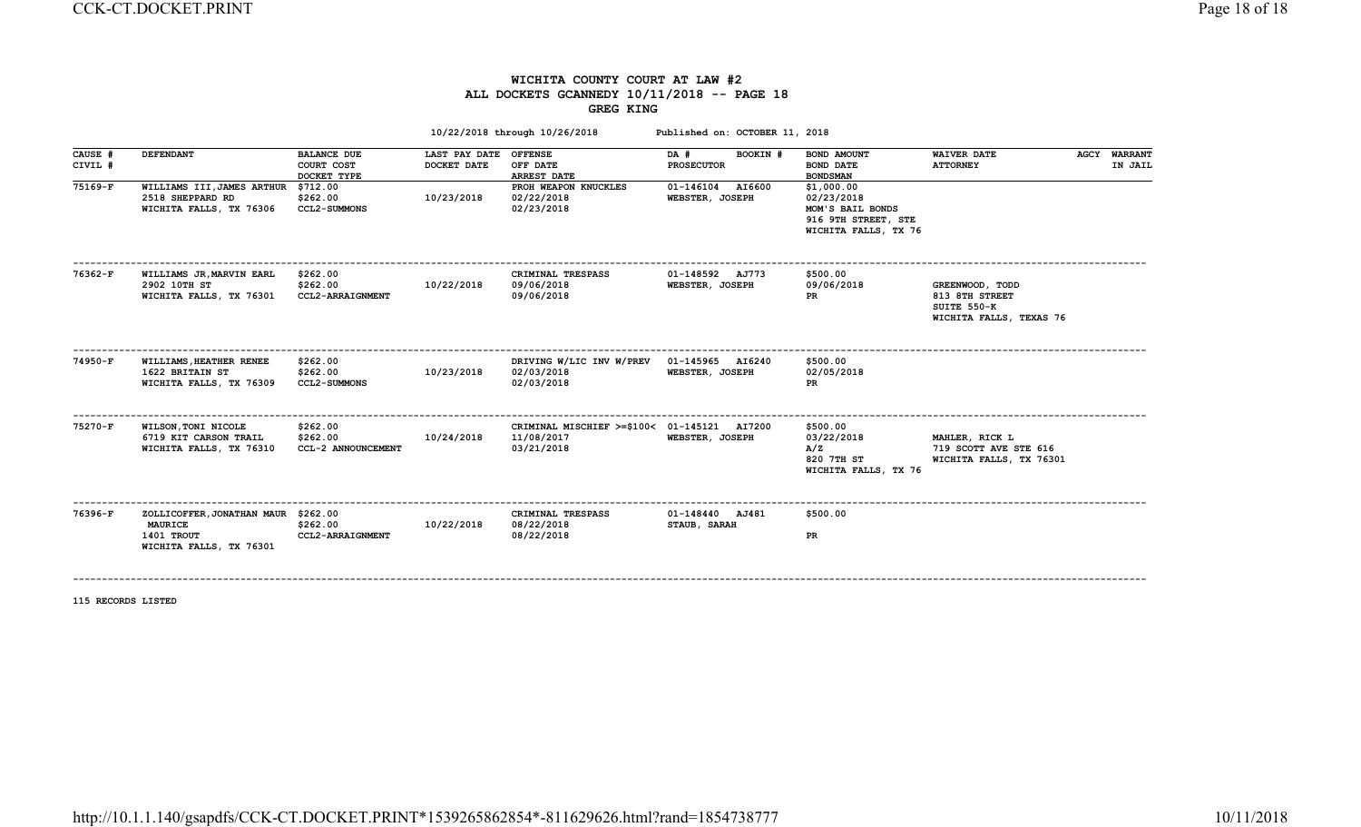# WICHITA COUNTY COURT AT LAW #2
## ALL DOCKETS GCANNEDY 10/11/2018 -- PAGE 18
## GREG KING

10/22/2018 through 10/26/2018 Published on: OCTOBER 11, 2018

| CAUSE # / CIVIL # | DEFENDANT | BALANCE DUE / COURT COST / DOCKET TYPE | LAST PAY DATE / DOCKET DATE | OFFENSE / OFF DATE / ARREST DATE | DA # / PROSECUTOR | BOOKIN # | BOND AMOUNT / BOND DATE / BONDSMAN | WAIVER DATE / ATTORNEY | AGCY | WARRANT / IN JAIL |
|---|---|---|---|---|---|---|---|---|---|---|
| 75169-F | WILLIAMS III,JAMES ARTHUR 2518 SHEPPARD RD WICHITA FALLS, TX 76306 | $712.00 $262.00 CCL2-SUMMONS | 10/23/2018 | PROH WEAPON KNUCKLES 02/22/2018 02/23/2018 | 01-146104 WEBSTER, JOSEPH | AI6600 | $1,000.00 02/23/2018 MOM'S BAIL BONDS 916 9TH STREET, STE WICHITA FALLS, TX 76 | | | |
| 76362-F | WILLIAMS JR,MARVIN EARL 2902 10TH ST WICHITA FALLS, TX 76301 | $262.00 $262.00 CCL2-ARRAIGNMENT | 10/22/2018 | CRIMINAL TRESPASS 09/06/2018 09/06/2018 | 01-148592 WEBSTER, JOSEPH | AJ773 | $500.00 09/06/2018 PR | GREENWOOD, TODD 813 8TH STREET SUITE 550-K WICHITA FALLS, TEXAS 76 | | |
| 74950-F | WILLIAMS,HEATHER RENEE 1622 BRITAIN ST WICHITA FALLS, TX 76309 | $262.00 $262.00 CCL2-SUMMONS | 10/23/2018 | DRIVING W/LIC INV W/PREV 02/03/2018 02/03/2018 | 01-145965 WEBSTER, JOSEPH | AI6240 | $500.00 02/05/2018 PR | | | |
| 75270-F | WILSON,TONI NICOLE 6719 KIT CARSON TRAIL WICHITA FALLS, TX 76310 | $262.00 $262.00 CCL-2 ANNOUNCEMENT | 10/24/2018 | CRIMINAL MISCHIEF >=$100< 11/08/2017 03/21/2018 | 01-145121 WEBSTER, JOSEPH | AI7200 | $500.00 03/22/2018 A/Z 820 7TH ST WICHITA FALLS, TX 76 | MAHLER, RICK L 719 SCOTT AVE STE 616 WICHITA FALLS, TX 76301 | | |
| 76396-F | ZOLLICOFFER,JONATHAN MAUR MAURICE 1401 TROUT WICHITA FALLS, TX 76301 | $262.00 $262.00 CCL2-ARRAIGNMENT | 10/22/2018 | CRIMINAL TRESPASS 08/22/2018 08/22/2018 | 01-148440 STAUB, SARAH | AJ481 | $500.00 PR | | | |

115 RECORDS LISTED